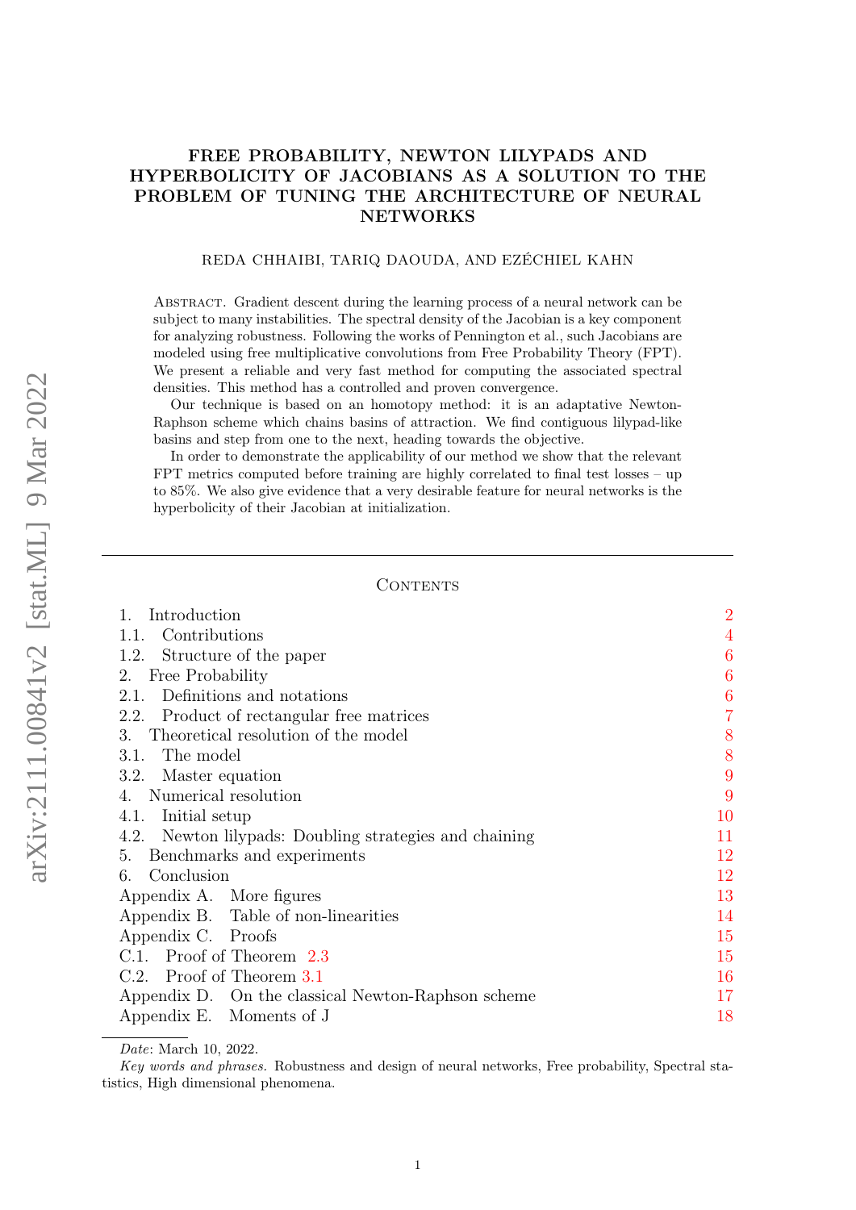# FREE PROBABILITY, NEWTON LILYPADS AND HYPERBOLICITY OF JACOBIANS AS A SOLUTION TO THE PROBLEM OF TUNING THE ARCHITECTURE OF NEURAL NETWORKS

REDA CHHAIBI, TARIQ DAOUDA, AND EZÉCHIEL KAHN

Abstract. Gradient descent during the learning process of a neural network can be subject to many instabilities. The spectral density of the Jacobian is a key component for analyzing robustness. Following the works of Pennington et al., such Jacobians are modeled using free multiplicative convolutions from Free Probability Theory (FPT). We present a reliable and very fast method for computing the associated spectral densities. This method has a controlled and proven convergence.

Our technique is based on an homotopy method: it is an adaptative Newton-Raphson scheme which chains basins of attraction. We find contiguous lilypad-like basins and step from one to the next, heading towards the objective.

In order to demonstrate the applicability of our method we show that the relevant FPT metrics computed before training are highly correlated to final test losses – up to 85%. We also give evidence that a very desirable feature for neural networks is the hyperbolicity of their Jacobian at initialization.

## Contents

| | |
|---|---|
| 1. Introduction | 2 |
| 1.1. Contributions | 4 |
| 1.2. Structure of the paper | 6 |
| 2. Free Probability | 6 |
| 2.1. Definitions and notations | 6 |
| 2.2. Product of rectangular free matrices | 7 |
| 3. Theoretical resolution of the model | 8 |
| 3.1. The model | 8 |
| 3.2. Master equation | 9 |
| 4. Numerical resolution | 9 |
| 4.1. Initial setup | 10 |
| 4.2. Newton lilypads: Doubling strategies and chaining | 11 |
| 5. Benchmarks and experiments | 12 |
| 6. Conclusion | 12 |
| Appendix A. More figures | 13 |
| Appendix B. Table of non-linearities | 14 |
| Appendix C. Proofs | 15 |
| C.1. Proof of Theorem 2.3 | 15 |
| C.2. Proof of Theorem 3.1 | 16 |
| Appendix D. On the classical Newton-Raphson scheme | 17 |
| Appendix E. Moments of J | 18 |

*Date*: March 10, 2022.

*Key words and phrases.* Robustness and design of neural networks, Free probability, Spectral statistics, High dimensional phenomena.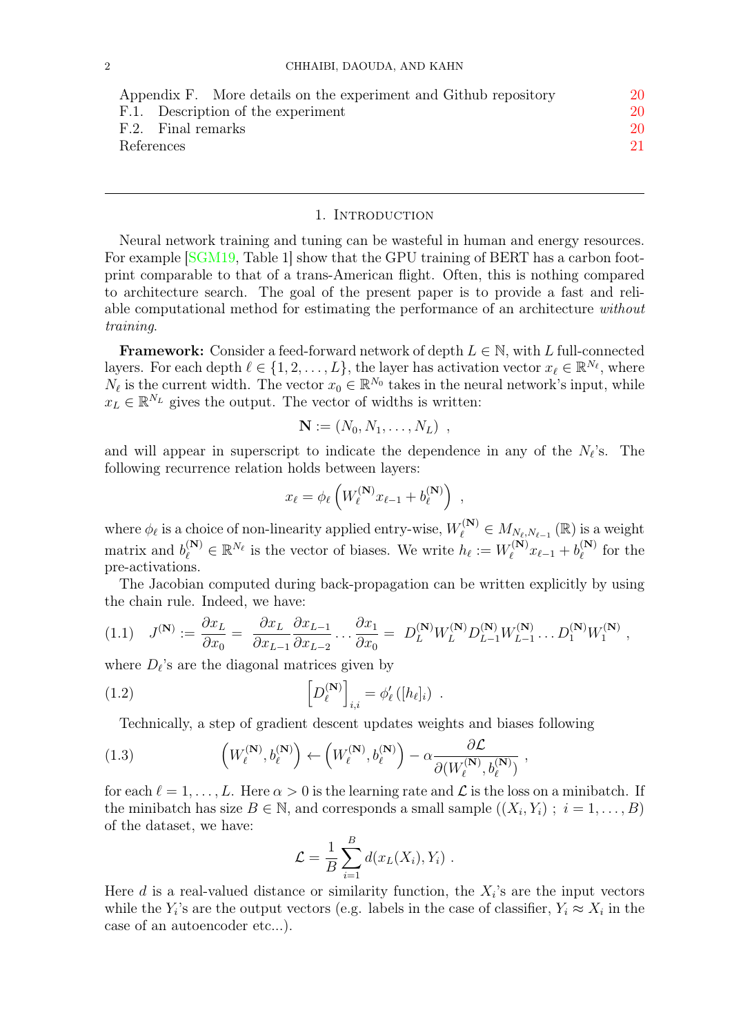| | |
|---|---|
| Appendix F. More details on the experiment and Github repository | 20 |
| F.1. Description of the experiment | 20 |
| F.2. Final remarks | 20 |
| References | 21 |

---

## 1. Introduction

Neural network training and tuning can be wasteful in human and energy resources. For example [SGM19, Table 1] show that the GPU training of BERT has a carbon footprint comparable to that of a trans-American flight. Often, this is nothing compared to architecture search. The goal of the present paper is to provide a fast and reliable computational method for estimating the performance of an architecture *without training*.

**Framework:** Consider a feed-forward network of depth $L \in \mathbb{N}$, with $L$ full-connected layers. For each depth $\ell \in \{1, 2, \dots, L\}$, the layer has activation vector $x_\ell \in \mathbb{R}^{N_\ell}$, where $N_\ell$ is the current width. The vector $x_0 \in \mathbb{R}^{N_0}$ takes in the neural network's input, while $x_L \in \mathbb{R}^{N_L}$ gives the output. The vector of widths is written:

$$\mathbf{N} := (N_0, N_1, \dots, N_L) \ ,$$

and will appear in superscript to indicate the dependence in any of the $N_\ell$'s. The following recurrence relation holds between layers:

$$x_\ell = \phi_\ell \left( W_\ell^{(\mathbf{N})} x_{\ell-1} + b_\ell^{(\mathbf{N})} \right) \ ,$$

where $\phi_\ell$ is a choice of non-linearity applied entry-wise, $W_\ell^{(\mathbf{N})} \in M_{N_\ell, N_{\ell-1}}(\mathbb{R})$ is a weight matrix and $b_\ell^{(\mathbf{N})} \in \mathbb{R}^{N_\ell}$ is the vector of biases. We write $h_\ell := W_\ell^{(\mathbf{N})} x_{\ell-1} + b_\ell^{(\mathbf{N})}$ for the pre-activations.

The Jacobian computed during back-propagation can be written explicitly by using the chain rule. Indeed, we have:

$$J^{(\mathbf{N})} := \frac{\partial x_L}{\partial x_0} = \frac{\partial x_L}{\partial x_{L-1}} \frac{\partial x_{L-1}}{\partial x_{L-2}} \cdots \frac{\partial x_1}{\partial x_0} = D_L^{(\mathbf{N})} W_L^{(\mathbf{N})} D_{L-1}^{(\mathbf{N})} W_{L-1}^{(\mathbf{N})} \cdots D_1^{(\mathbf{N})} W_1^{(\mathbf{N})} \ , \tag{1.1}$$

where $D_\ell$'s are the diagonal matrices given by

$$\left[ D_\ell^{(\mathbf{N})} \right]_{i,i} = \phi_\ell' \left( [h_\ell]_i \right) \ . \tag{1.2}$$

Technically, a step of gradient descent updates weights and biases following

$$\left( W_\ell^{(\mathbf{N})}, b_\ell^{(\mathbf{N})} \right) \leftarrow \left( W_\ell^{(\mathbf{N})}, b_\ell^{(\mathbf{N})} \right) - \alpha \frac{\partial \mathcal{L}}{\partial (W_\ell^{(\mathbf{N})}, b_\ell^{(\mathbf{N})})} \ , \tag{1.3}$$

for each $\ell = 1, \dots, L$. Here $\alpha > 0$ is the learning rate and $\mathcal{L}$ is the loss on a minibatch. If the minibatch has size $B \in \mathbb{N}$, and corresponds a small sample $((X_i, Y_i) \ ; \ i = 1, \dots, B)$ of the dataset, we have:

$$\mathcal{L} = \frac{1}{B} \sum_{i=1}^{B} d(x_L(X_i), Y_i) \ .$$

Here $d$ is a real-valued distance or similarity function, the $X_i$'s are the input vectors while the $Y_i$'s are the output vectors (e.g. labels in the case of classifier, $Y_i \approx X_i$ in the case of an autoencoder etc...).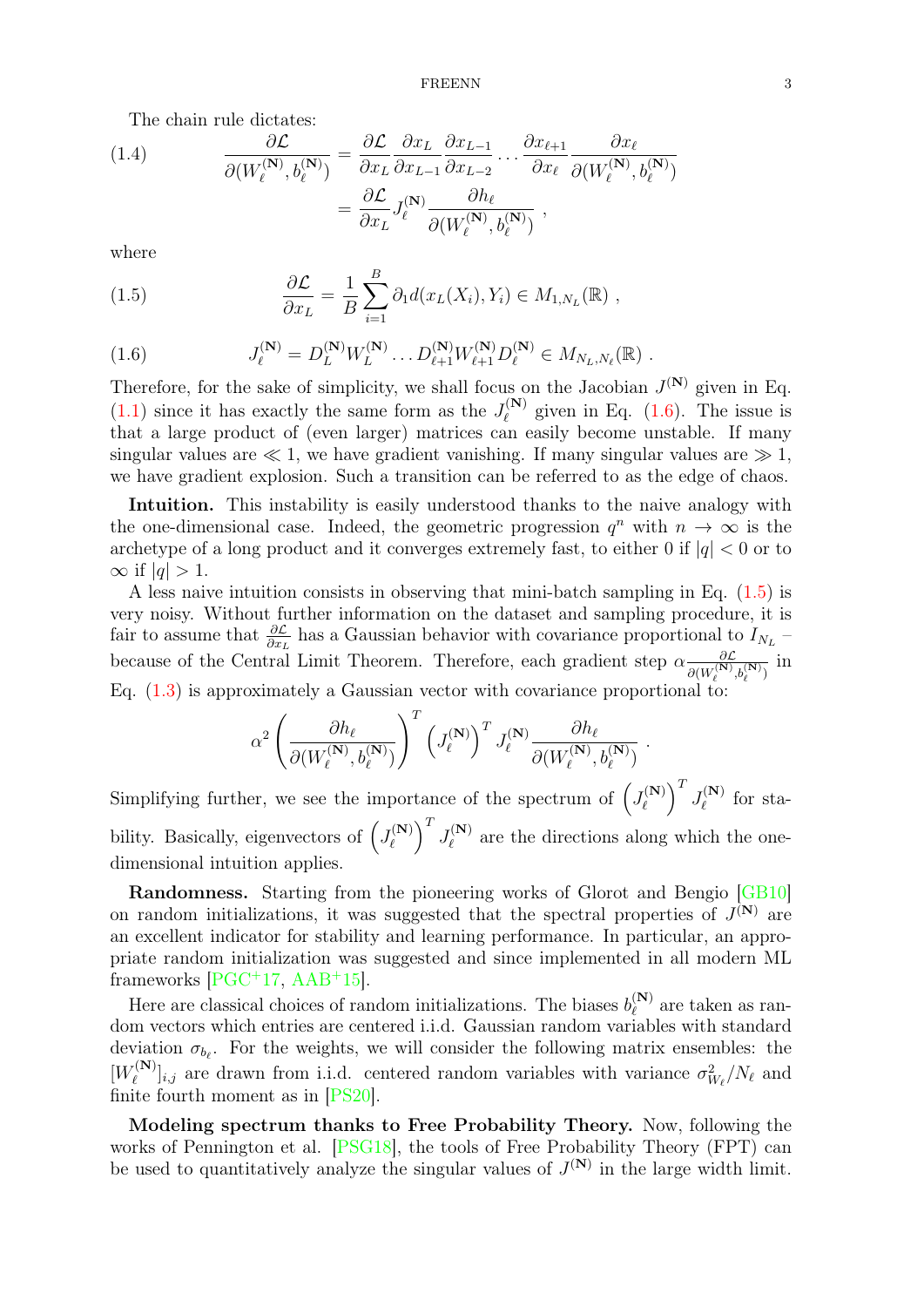The chain rule dictates:

$$\frac{\partial \mathcal{L}}{\partial (W_\ell^{(\mathbf{N})}, b_\ell^{(\mathbf{N})})} = \frac{\partial \mathcal{L}}{\partial x_L} \frac{\partial x_L}{\partial x_{L-1}} \frac{\partial x_{L-1}}{\partial x_{L-2}} \cdots \frac{\partial x_{\ell+1}}{\partial x_\ell} \frac{\partial x_\ell}{\partial (W_\ell^{(\mathbf{N})}, b_\ell^{(\mathbf{N})})} = \frac{\partial \mathcal{L}}{\partial x_L} J_\ell^{(\mathbf{N})} \frac{\partial h_\ell}{\partial (W_\ell^{(\mathbf{N})}, b_\ell^{(\mathbf{N})})} \ , \tag{1.4}$$

where

$$\frac{\partial \mathcal{L}}{\partial x_L} = \frac{1}{B} \sum_{i=1}^{B} \partial_1 d(x_L(X_i), Y_i) \in M_{1,N_L}(\mathbb{R}) \ , \tag{1.5}$$

$$J_\ell^{(\mathbf{N})} = D_L^{(\mathbf{N})} W_L^{(\mathbf{N})} \dots D_{\ell+1}^{(\mathbf{N})} W_{\ell+1}^{(\mathbf{N})} D_\ell^{(\mathbf{N})} \in M_{N_L, N_\ell}(\mathbb{R}) \ . \tag{1.6}$$

Therefore, for the sake of simplicity, we shall focus on the Jacobian $J^{(\mathbf{N})}$ given in Eq. (1.1) since it has exactly the same form as the $J_\ell^{(\mathbf{N})}$ given in Eq. (1.6). The issue is that a large product of (even larger) matrices can easily become unstable. If many singular values are $\ll 1$, we have gradient vanishing. If many singular values are $\gg 1$, we have gradient explosion. Such a transition can be referred to as the edge of chaos.

**Intuition.** This instability is easily understood thanks to the naive analogy with the one-dimensional case. Indeed, the geometric progression $q^n$ with $n \to \infty$ is the archetype of a long product and it converges extremely fast, to either 0 if $|q| < 0$ or to $\infty$ if $|q| > 1$.

A less naive intuition consists in observing that mini-batch sampling in Eq. (1.5) is very noisy. Without further information on the dataset and sampling procedure, it is fair to assume that $\frac{\partial \mathcal{L}}{\partial x_L}$ has a Gaussian behavior with covariance proportional to $I_{N_L}$ – because of the Central Limit Theorem. Therefore, each gradient step $\alpha \frac{\partial \mathcal{L}}{\partial (W_\ell^{(\mathbf{N})}, b_\ell^{(\mathbf{N})})}$ in Eq. (1.3) is approximately a Gaussian vector with covariance proportional to:

$$\alpha^2 \left( \frac{\partial h_\ell}{\partial (W_\ell^{(\mathbf{N})}, b_\ell^{(\mathbf{N})})} \right)^T \left( J_\ell^{(\mathbf{N})} \right)^T J_\ell^{(\mathbf{N})} \frac{\partial h_\ell}{\partial (W_\ell^{(\mathbf{N})}, b_\ell^{(\mathbf{N})})} \ .$$

Simplifying further, we see the importance of the spectrum of $\left( J_\ell^{(\mathbf{N})} \right)^T J_\ell^{(\mathbf{N})}$ for stability. Basically, eigenvectors of $\left( J_\ell^{(\mathbf{N})} \right)^T J_\ell^{(\mathbf{N})}$ are the directions along which the one-dimensional intuition applies.

**Randomness.** Starting from the pioneering works of Glorot and Bengio [GB10] on random initializations, it was suggested that the spectral properties of $J^{(\mathbf{N})}$ are an excellent indicator for stability and learning performance. In particular, an appropriate random initialization was suggested and since implemented in all modern ML frameworks [PGC+17, AAB+15].

Here are classical choices of random initializations. The biases $b_\ell^{(\mathbf{N})}$ are taken as random vectors which entries are centered i.i.d. Gaussian random variables with standard deviation $\sigma_{b_\ell}$. For the weights, we will consider the following matrix ensembles: the $[W_\ell^{(\mathbf{N})}]_{i,j}$ are drawn from i.i.d. centered random variables with variance $\sigma_{W_\ell}^2 / N_\ell$ and finite fourth moment as in [PS20].

**Modeling spectrum thanks to Free Probability Theory.** Now, following the works of Pennington et al. [PSG18], the tools of Free Probability Theory (FPT) can be used to quantitatively analyze the singular values of $J^{(\mathbf{N})}$ in the large width limit.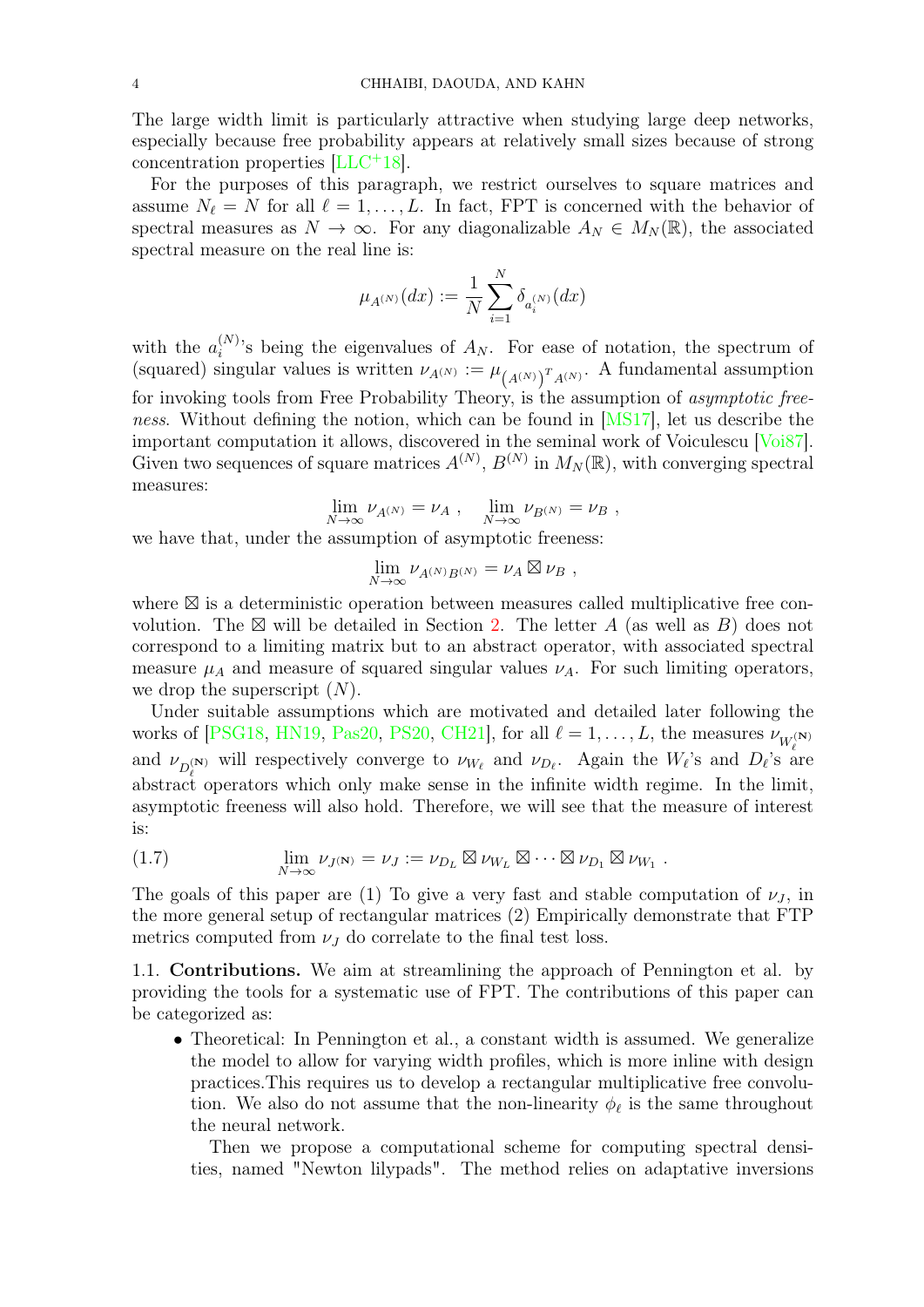The large width limit is particularly attractive when studying large deep networks, especially because free probability appears at relatively small sizes because of strong concentration properties [LLC+18].

For the purposes of this paragraph, we restrict ourselves to square matrices and assume $N_\ell = N$ for all $\ell = 1, \dots, L$. In fact, FPT is concerned with the behavior of spectral measures as $N \to \infty$. For any diagonalizable $A_N \in M_N(\mathbb{R})$, the associated spectral measure on the real line is:

$$\mu_{A^{(N)}}(dx) := \frac{1}{N} \sum_{i=1}^{N} \delta_{a_i^{(N)}}(dx)$$

with the $a_i^{(N)}$'s being the eigenvalues of $A_N$. For ease of notation, the spectrum of (squared) singular values is written $\nu_{A^{(N)}} := \mu_{\left(A^{(N)}\right)^T A^{(N)}}$. A fundamental assumption for invoking tools from Free Probability Theory, is the assumption of *asymptotic freeness*. Without defining the notion, which can be found in [MS17], let us describe the important computation it allows, discovered in the seminal work of Voiculescu [Voi87]. Given two sequences of square matrices $A^{(N)}$, $B^{(N)}$ in $M_N(\mathbb{R})$, with converging spectral measures:

$$\lim_{N\to\infty} \nu_{A^{(N)}} = \nu_A \ , \quad \lim_{N\to\infty} \nu_{B^{(N)}} = \nu_B \ ,$$

we have that, under the assumption of asymptotic freeness:

$$\lim_{N\to\infty} \nu_{A^{(N)}B^{(N)}} = \nu_A \boxtimes \nu_B \ ,$$

where $\boxtimes$ is a deterministic operation between measures called multiplicative free convolution. The $\boxtimes$ will be detailed in Section 2. The letter $A$ (as well as $B$) does not correspond to a limiting matrix but to an abstract operator, with associated spectral measure $\mu_A$ and measure of squared singular values $\nu_A$. For such limiting operators, we drop the superscript $(N)$.

Under suitable assumptions which are motivated and detailed later following the works of [PSG18, HN19, Pas20, PS20, CH21], for all $\ell = 1, \dots, L$, the measures $\nu_{W_\ell^{(\mathbf{N})}}$ and $\nu_{D_\ell^{(\mathbf{N})}}$ will respectively converge to $\nu_{W_\ell}$ and $\nu_{D_\ell}$. Again the $W_\ell$'s and $D_\ell$'s are abstract operators which only make sense in the infinite width regime. In the limit, asymptotic freeness will also hold. Therefore, we will see that the measure of interest is:

$$\lim_{N\to\infty} \nu_{J^{(\mathbf{N})}} = \nu_J := \nu_{D_L} \boxtimes \nu_{W_L} \boxtimes \cdots \boxtimes \nu_{D_1} \boxtimes \nu_{W_1} \ . \tag{1.7}$$

The goals of this paper are (1) To give a very fast and stable computation of $\nu_J$, in the more general setup of rectangular matrices (2) Empirically demonstrate that FTP metrics computed from $\nu_J$ do correlate to the final test loss.

## 1.1. Contributions.

We aim at streamlining the approach of Pennington et al. by providing the tools for a systematic use of FPT. The contributions of this paper can be categorized as:

- Theoretical: In Pennington et al., a constant width is assumed. We generalize the model to allow for varying width profiles, which is more inline with design practices.This requires us to develop a rectangular multiplicative free convolution. We also do not assume that the non-linearity $\phi_\ell$ is the same throughout the neural network.

  Then we propose a computational scheme for computing spectral densities, named "Newton lilypads". The method relies on adaptative inversions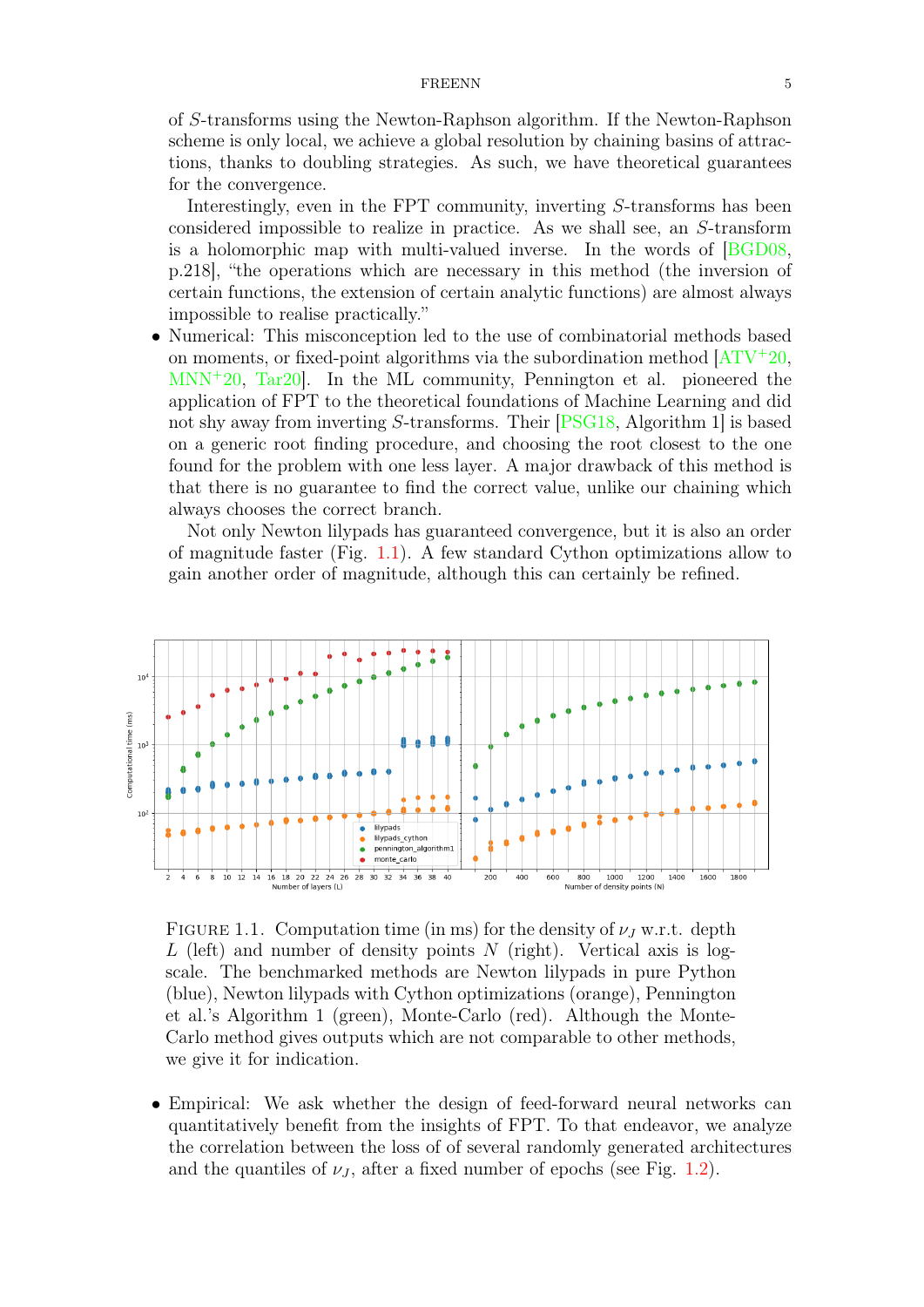of $S$-transforms using the Newton-Raphson algorithm. If the Newton-Raphson scheme is only local, we achieve a global resolution by chaining basins of attractions, thanks to doubling strategies. As such, we have theoretical guarantees for the convergence.

Interestingly, even in the FPT community, inverting $S$-transforms has been considered impossible to realize in practice. As we shall see, an $S$-transform is a holomorphic map with multi-valued inverse. In the words of [BGD08, p.218], "the operations which are necessary in this method (the inversion of certain functions, the extension of certain analytic functions) are almost always impossible to realise practically."

- Numerical: This misconception led to the use of combinatorial methods based on moments, or fixed-point algorithms via the subordination method [ATV[+]20, MNN[+]20, Tar20]. In the ML community, Pennington et al. pioneered the application of FPT to the theoretical foundations of Machine Learning and did not shy away from inverting $S$-transforms. Their [PSG18, Algorithm 1] is based on a generic root finding procedure, and choosing the root closest to the one found for the problem with one less layer. A major drawback of this method is that there is no guarantee to find the correct value, unlike our chaining which always chooses the correct branch.

  Not only Newton lilypads has guaranteed convergence, but it is also an order of magnitude faster (Fig. 1.1). A few standard Cython optimizations allow to gain another order of magnitude, although this can certainly be refined.

FIGURE 1.1. Computation time (in ms) for the density of $\nu_J$ w.r.t. depth $L$ (left) and number of density points $N$ (right). Vertical axis is log-scale. The benchmarked methods are Newton lilypads in pure Python (blue), Newton lilypads with Cython optimizations (orange), Pennington et al.'s Algorithm 1 (green), Monte-Carlo (red). Although the Monte-Carlo method gives outputs which are not comparable to other methods, we give it for indication.

- Empirical: We ask whether the design of feed-forward neural networks can quantitatively benefit from the insights of FPT. To that endeavor, we analyze the correlation between the loss of of several randomly generated architectures and the quantiles of $\nu_J$, after a fixed number of epochs (see Fig. 1.2).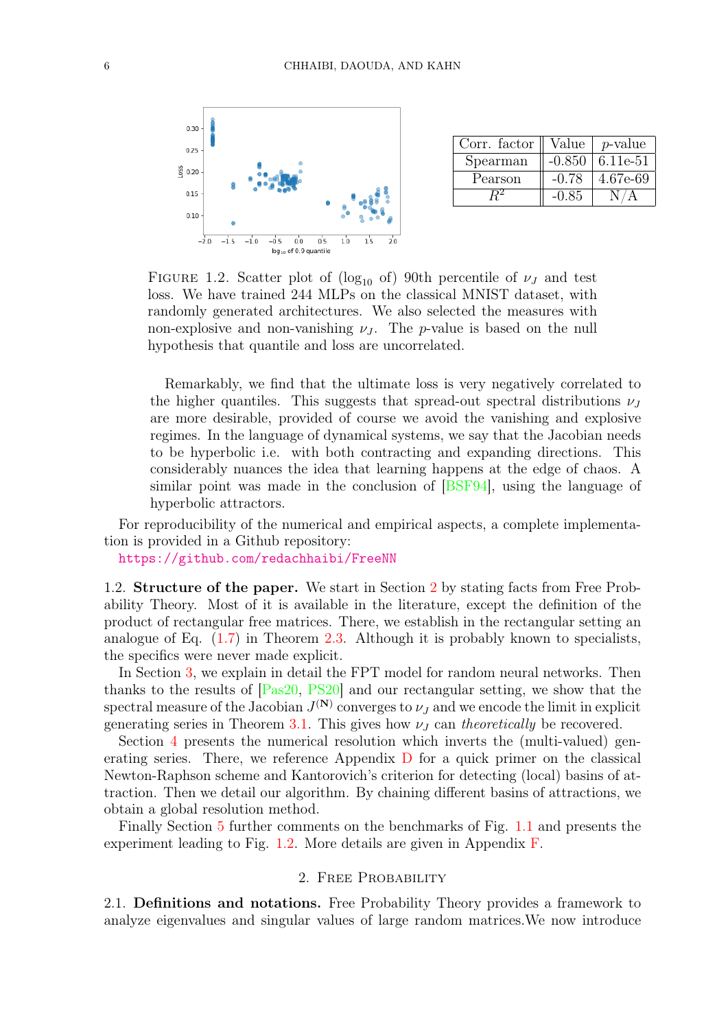| Corr. factor | Value | $p$-value |
|---|---|---|
| Spearman | -0.850 | 6.11e-51 |
| Pearson | -0.78 | 4.67e-69 |
| $R^2$ | -0.85 | N/A |

FIGURE 1.2. Scatter plot of ($\log_{10}$ of) 90th percentile of $\nu_J$ and test loss. We have trained 244 MLPs on the classical MNIST dataset, with randomly generated architectures. We also selected the measures with non-explosive and non-vanishing $\nu_J$. The $p$-value is based on the null hypothesis that quantile and loss are uncorrelated.

Remarkably, we find that the ultimate loss is very negatively correlated to the higher quantiles. This suggests that spread-out spectral distributions $\nu_J$ are more desirable, provided of course we avoid the vanishing and explosive regimes. In the language of dynamical systems, we say that the Jacobian needs to be hyperbolic i.e. with both contracting and expanding directions. This considerably nuances the idea that learning happens at the edge of chaos. A similar point was made in the conclusion of [BSF94], using the language of hyperbolic attractors.

For reproducibility of the numerical and empirical aspects, a complete implementation is provided in a Github repository:
https://github.com/redachhaibi/FreeNN

1.2. **Structure of the paper.** We start in Section 2 by stating facts from Free Probability Theory. Most of it is available in the literature, except the definition of the product of rectangular free matrices. There, we establish in the rectangular setting an analogue of Eq. (1.7) in Theorem 2.3. Although it is probably known to specialists, the specifics were never made explicit.

In Section 3, we explain in detail the FPT model for random neural networks. Then thanks to the results of [Pas20, PS20] and our rectangular setting, we show that the spectral measure of the Jacobian $J^{(\mathbf{N})}$ converges to $\nu_J$ and we encode the limit in explicit generating series in Theorem 3.1. This gives how $\nu_J$ can *theoretically* be recovered.

Section 4 presents the numerical resolution which inverts the (multi-valued) generating series. There, we reference Appendix D for a quick primer on the classical Newton-Raphson scheme and Kantorovich's criterion for detecting (local) basins of attraction. Then we detail our algorithm. By chaining different basins of attractions, we obtain a global resolution method.

Finally Section 5 further comments on the benchmarks of Fig. 1.1 and presents the experiment leading to Fig. 1.2. More details are given in Appendix F.

## 2. Free Probability

2.1. **Definitions and notations.** Free Probability Theory provides a framework to analyze eigenvalues and singular values of large random matrices.We now introduce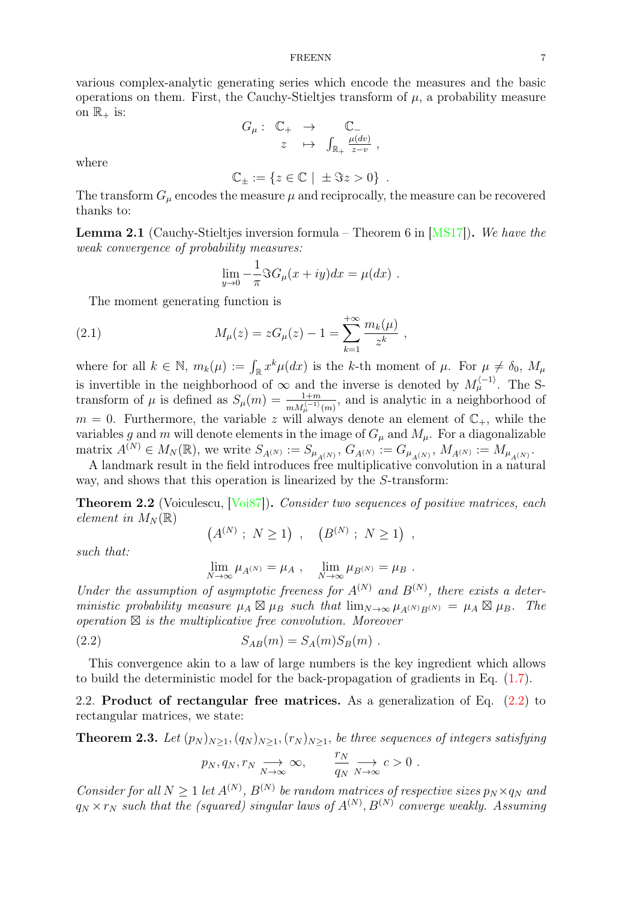various complex-analytic generating series which encode the measures and the basic operations on them. First, the Cauchy-Stieltjes transform of $\mu$, a probability measure on $\mathbb{R}_+$ is:

$$\begin{array}{rccc} G_\mu : & \mathbb{C}_+ & \to & \mathbb{C}_- \\ & z & \mapsto & \int_{\mathbb{R}_+} \frac{\mu(dv)}{z-v} \ , \end{array}$$

where

$$\mathbb{C}_\pm := \{ z \in \mathbb{C} \mid \pm \Im z > 0 \} \ .$$

The transform $G_\mu$ encodes the measure $\mu$ and reciprocally, the measure can be recovered thanks to:

**Lemma 2.1** (Cauchy-Stieltjes inversion formula – Theorem 6 in [MS17])**.** *We have the weak convergence of probability measures:*

$$\lim_{y \to 0} -\frac{1}{\pi} \Im G_\mu(x+iy) dx = \mu(dx) \ .$$

The moment generating function is

$$M_\mu(z) = zG_\mu(z) - 1 = \sum_{k=1}^{+\infty} \frac{m_k(\mu)}{z^k} \ , \tag{2.1}$$

where for all $k \in \mathbb{N}$, $m_k(\mu) := \int_{\mathbb{R}} x^k \mu(dx)$ is the $k$-th moment of $\mu$. For $\mu \neq \delta_0$, $M_\mu$ is invertible in the neighborhood of $\infty$ and the inverse is denoted by $M_\mu^{\langle -1 \rangle}$. The S-transform of $\mu$ is defined as $S_\mu(m) = \frac{1+m}{m M_\mu^{\langle -1 \rangle}(m)}$, and is analytic in a neighborhood of $m = 0$. Furthermore, the variable $z$ will always denote an element of $\mathbb{C}_+$, while the variables $g$ and $m$ will denote elements in the image of $G_\mu$ and $M_\mu$. For a diagonalizable matrix $A^{(N)} \in M_N(\mathbb{R})$, we write $S_{A^{(N)}} := S_{\mu_{A^{(N)}}}$, $G_{A^{(N)}} := G_{\mu_{A^{(N)}}}$, $M_{A^{(N)}} := M_{\mu_{A^{(N)}}}$.

A landmark result in the field introduces free multiplicative convolution in a natural way, and shows that this operation is linearized by the $S$-transform:

**Theorem 2.2** (Voiculescu, [Voi87])**.** *Consider two sequences of positive matrices, each element in $M_N(\mathbb{R})$*

$$\left( A^{(N)} \ ; \ N \geq 1 \right) \ , \quad \left( B^{(N)} \ ; \ N \geq 1 \right) \ ,$$

*such that:*

$$\lim_{N \to \infty} \mu_{A^{(N)}} = \mu_A \ , \quad \lim_{N \to \infty} \mu_{B^{(N)}} = \mu_B \ .$$

*Under the assumption of asymptotic freeness for $A^{(N)}$ and $B^{(N)}$, there exists a deterministic probability measure $\mu_A \boxtimes \mu_B$ such that $\lim_{N \to \infty} \mu_{A^{(N)} B^{(N)}} = \mu_A \boxtimes \mu_B$. The operation $\boxtimes$ is the multiplicative free convolution. Moreover*

$$S_{AB}(m) = S_A(m) S_B(m) \ . \tag{2.2}$$

This convergence akin to a law of large numbers is the key ingredient which allows to build the deterministic model for the back-propagation of gradients in Eq. (1.7).

## 2.2. Product of rectangular free matrices.

As a generalization of Eq. (2.2) to rectangular matrices, we state:

**Theorem 2.3.** *Let $(p_N)_{N \geq 1}, (q_N)_{N \geq 1}, (r_N)_{N \geq 1}$, be three sequences of integers satisfying*

$$p_N, q_N, r_N \underset{N \to \infty}{\longrightarrow} \infty, \qquad \frac{r_N}{q_N} \underset{N \to \infty}{\longrightarrow} c > 0 \ .$$

*Consider for all $N \geq 1$ let $A^{(N)}$, $B^{(N)}$ be random matrices of respective sizes $p_N \times q_N$ and $q_N \times r_N$ such that the (squared) singular laws of $A^{(N)}, B^{(N)}$ converge weakly. Assuming*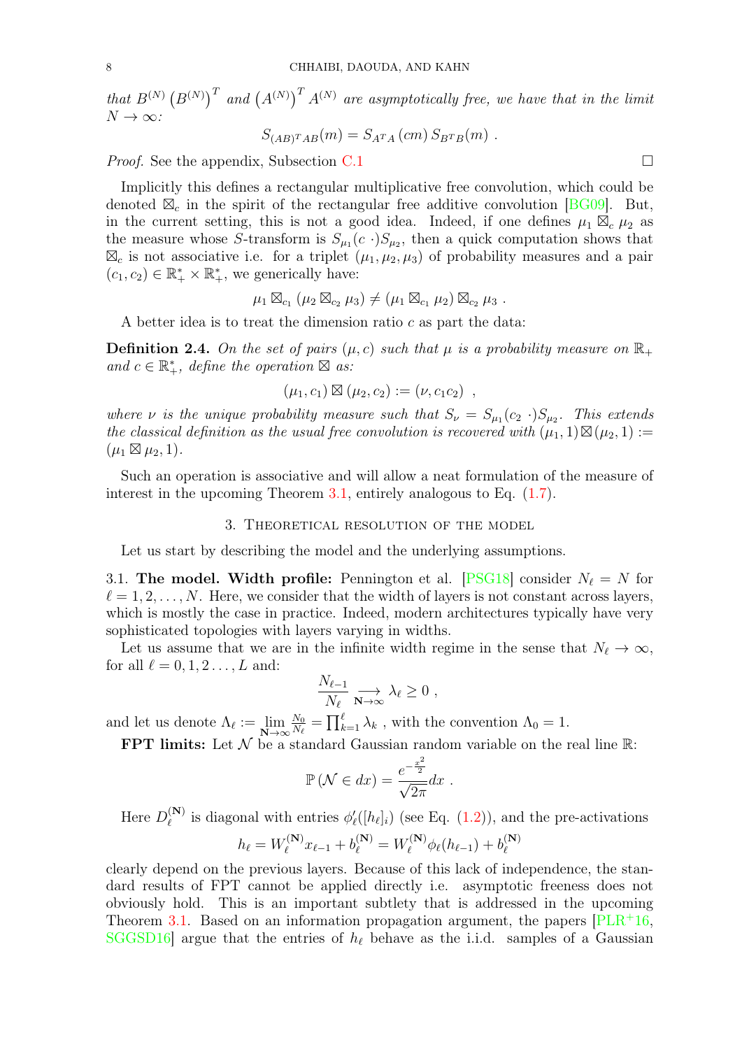*that $B^{(N)}\left(B^{(N)}\right)^T$ and $\left(A^{(N)}\right)^T A^{(N)}$ are asymptotically free, we have that in the limit $N \to \infty$:*

$$S_{(AB)^T AB}(m) = S_{A^T A}\left(cm\right) S_{B^T B}(m) \ .$$

*Proof.* See the appendix, Subsection C.1 □

Implicitly this defines a rectangular multiplicative free convolution, which could be denoted $\boxtimes_c$ in the spirit of the rectangular free additive convolution [BG09]. But, in the current setting, this is not a good idea. Indeed, if one defines $\mu_1 \boxtimes_c \mu_2$ as the measure whose $S$-transform is $S_{\mu_1}(c\ \cdot) S_{\mu_2}$, then a quick computation shows that $\boxtimes_c$ is not associative i.e. for a triplet $(\mu_1, \mu_2, \mu_3)$ of probability measures and a pair $(c_1, c_2) \in \mathbb{R}_+^* \times \mathbb{R}_+^*$, we generically have:

$$\mu_1 \boxtimes_{c_1} (\mu_2 \boxtimes_{c_2} \mu_3) \neq (\mu_1 \boxtimes_{c_1} \mu_2) \boxtimes_{c_2} \mu_3 \ .$$

A better idea is to treat the dimension ratio $c$ as part the data:

**Definition 2.4.** *On the set of pairs $(\mu, c)$ such that $\mu$ is a probability measure on $\mathbb{R}_+$ and $c \in \mathbb{R}_+^*$, define the operation $\boxtimes$ as:*

$$(\mu_1, c_1) \boxtimes (\mu_2, c_2) := (\nu, c_1 c_2) \ ,$$

*where $\nu$ is the unique probability measure such that $S_\nu = S_{\mu_1}(c_2\ \cdot) S_{\mu_2}$. This extends the classical definition as the usual free convolution is recovered with $(\mu_1, 1) \boxtimes (\mu_2, 1) := (\mu_1 \boxtimes \mu_2, 1)$.*

Such an operation is associative and will allow a neat formulation of the measure of interest in the upcoming Theorem 3.1, entirely analogous to Eq. (1.7).

## 3. Theoretical resolution of the model

Let us start by describing the model and the underlying assumptions.

3.1. **The model. Width profile:** Pennington et al. [PSG18] consider $N_\ell = N$ for $\ell = 1, 2, \dots, N$. Here, we consider that the width of layers is not constant across layers, which is mostly the case in practice. Indeed, modern architectures typically have very sophisticated topologies with layers varying in widths.

Let us assume that we are in the infinite width regime in the sense that $N_\ell \to \infty$, for all $\ell = 0, 1, 2 \dots, L$ and:

$$\frac{N_{\ell-1}}{N_\ell} \underset{\mathbf{N}\to\infty}{\longrightarrow} \lambda_\ell \geq 0 \ ,$$

and let us denote $\Lambda_\ell := \lim_{\mathbf{N}\to\infty} \frac{N_0}{N_\ell} = \prod_{k=1}^{\ell} \lambda_k$ , with the convention $\Lambda_0 = 1$.

**FPT limits:** Let $\mathcal{N}$ be a standard Gaussian random variable on the real line $\mathbb{R}$:

$$\mathbb{P}\left(\mathcal{N} \in dx\right) = \frac{e^{-\frac{x^2}{2}}}{\sqrt{2\pi}} dx \ .$$

Here $D_\ell^{(\mathbf{N})}$ is diagonal with entries $\phi_\ell'([h_\ell]_i)$ (see Eq. (1.2)), and the pre-activations

$$h_\ell = W_\ell^{(\mathbf{N})} x_{\ell-1} + b_\ell^{(\mathbf{N})} = W_\ell^{(\mathbf{N})} \phi_\ell(h_{\ell-1}) + b_\ell^{(\mathbf{N})}$$

clearly depend on the previous layers. Because of this lack of independence, the standard results of FPT cannot be applied directly i.e. asymptotic freeness does not obviously hold. This is an important subtlety that is addressed in the upcoming Theorem 3.1. Based on an information propagation argument, the papers [PLR+16, SGGSD16] argue that the entries of $h_\ell$ behave as the i.i.d. samples of a Gaussian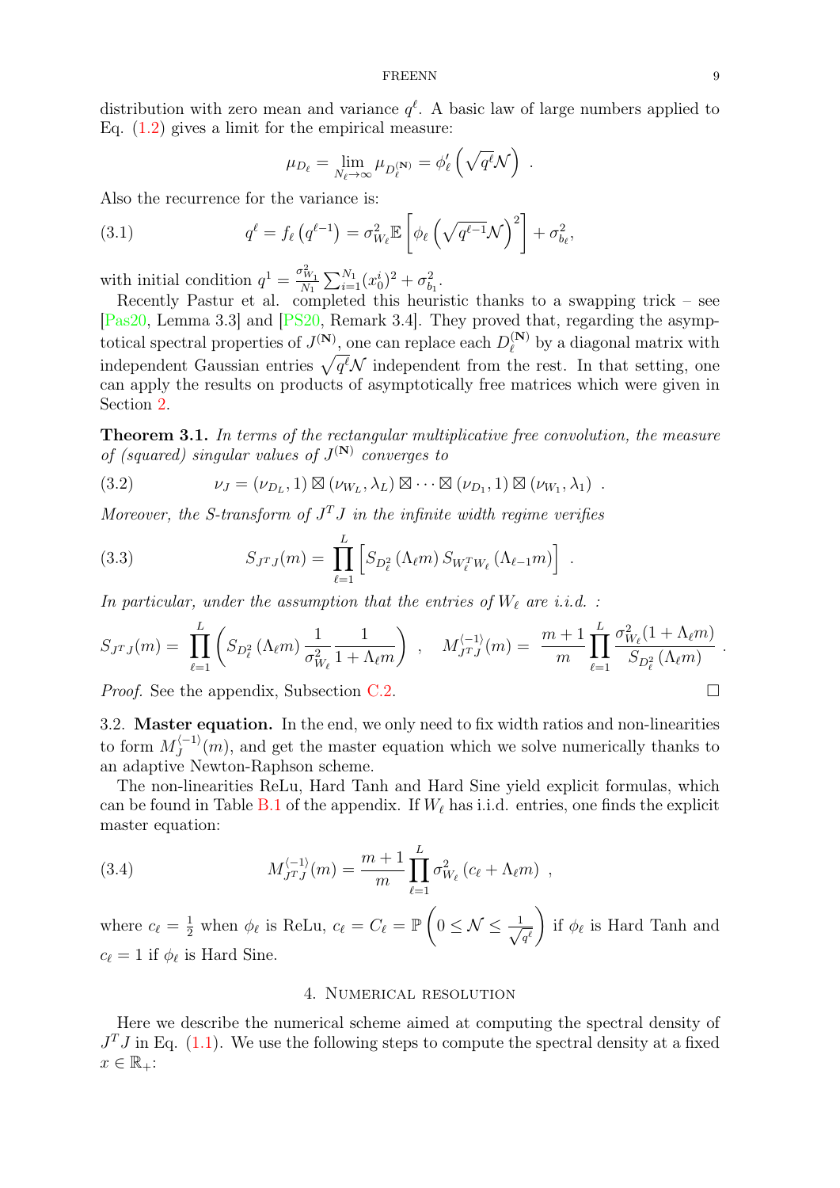distribution with zero mean and variance $q^\ell$. A basic law of large numbers applied to Eq. (1.2) gives a limit for the empirical measure:

$$\mu_{D_\ell} = \lim_{N_\ell \to \infty} \mu_{D_\ell^{(\mathbf{N})}} = \phi_\ell' \left( \sqrt{q^\ell} \mathcal{N} \right) \ .$$

Also the recurrence for the variance is:

$$q^\ell = f_\ell \left( q^{\ell-1} \right) = \sigma_{W_\ell}^2 \mathbb{E} \left[ \phi_\ell \left( \sqrt{q^{\ell-1}} \mathcal{N} \right)^2 \right] + \sigma_{b_\ell}^2, \tag{3.1}$$

with initial condition $q^1 = \frac{\sigma_{W_1}^2}{N_1} \sum_{i=1}^{N_1} (x_0^i)^2 + \sigma_{b_1}^2$.

Recently Pastur et al. completed this heuristic thanks to a swapping trick – see [Pas20, Lemma 3.3] and [PS20, Remark 3.4]. They proved that, regarding the asymptotical spectral properties of $J^{(\mathbf{N})}$, one can replace each $D_\ell^{(\mathbf{N})}$ by a diagonal matrix with independent Gaussian entries $\sqrt{q^\ell}\mathcal{N}$ independent from the rest. In that setting, one can apply the results on products of asymptotically free matrices which were given in Section 2.

**Theorem 3.1.** *In terms of the rectangular multiplicative free convolution, the measure of (squared) singular values of $J^{(\mathbf{N})}$ converges to*

$$\nu_J = (\nu_{D_L}, 1) \boxtimes (\nu_{W_L}, \lambda_L) \boxtimes \cdots \boxtimes (\nu_{D_1}, 1) \boxtimes (\nu_{W_1}, \lambda_1) \ . \tag{3.2}$$

*Moreover, the S-transform of $J^T J$ in the infinite width regime verifies*

$$S_{J^T J}(m) = \prod_{\ell=1}^{L} \left[ S_{D_\ell^2} \left( \Lambda_\ell m \right) S_{W_\ell^T W_\ell} \left( \Lambda_{\ell-1} m \right) \right] \ . \tag{3.3}$$

*In particular, under the assumption that the entries of $W_\ell$ are i.i.d. :*

$$S_{J^T J}(m) = \prod_{\ell=1}^{L} \left( S_{D_\ell^2} \left( \Lambda_\ell m \right) \frac{1}{\sigma_{W_\ell}^2} \frac{1}{1 + \Lambda_\ell m} \right) \ , \quad M_{J^T J}^{\langle -1 \rangle}(m) = \frac{m+1}{m} \prod_{\ell=1}^{L} \frac{\sigma_{W_\ell}^2 (1 + \Lambda_\ell m)}{S_{D_\ell^2} \left( \Lambda_\ell m \right)} \ .$$

*Proof.* See the appendix, Subsection C.2. $\square$

3.2. **Master equation.** In the end, we only need to fix width ratios and non-linearities to form $M_J^{\langle -1 \rangle}(m)$, and get the master equation which we solve numerically thanks to an adaptive Newton-Raphson scheme.

The non-linearities ReLu, Hard Tanh and Hard Sine yield explicit formulas, which can be found in Table B.1 of the appendix. If $W_\ell$ has i.i.d. entries, one finds the explicit master equation:

$$M_{J^T J}^{\langle -1 \rangle}(m) = \frac{m+1}{m} \prod_{\ell=1}^{L} \sigma_{W_\ell}^2 \left( c_\ell + \Lambda_\ell m \right) \ , \tag{3.4}$$

where $c_\ell = \frac{1}{2}$ when $\phi_\ell$ is ReLu, $c_\ell = C_\ell = \mathbb{P}\left( 0 \le \mathcal{N} \le \frac{1}{\sqrt{q^\ell}} \right)$ if $\phi_\ell$ is Hard Tanh and $c_\ell = 1$ if $\phi_\ell$ is Hard Sine.

## 4. Numerical resolution

Here we describe the numerical scheme aimed at computing the spectral density of $J^T J$ in Eq. (1.1). We use the following steps to compute the spectral density at a fixed $x \in \mathbb{R}_+$: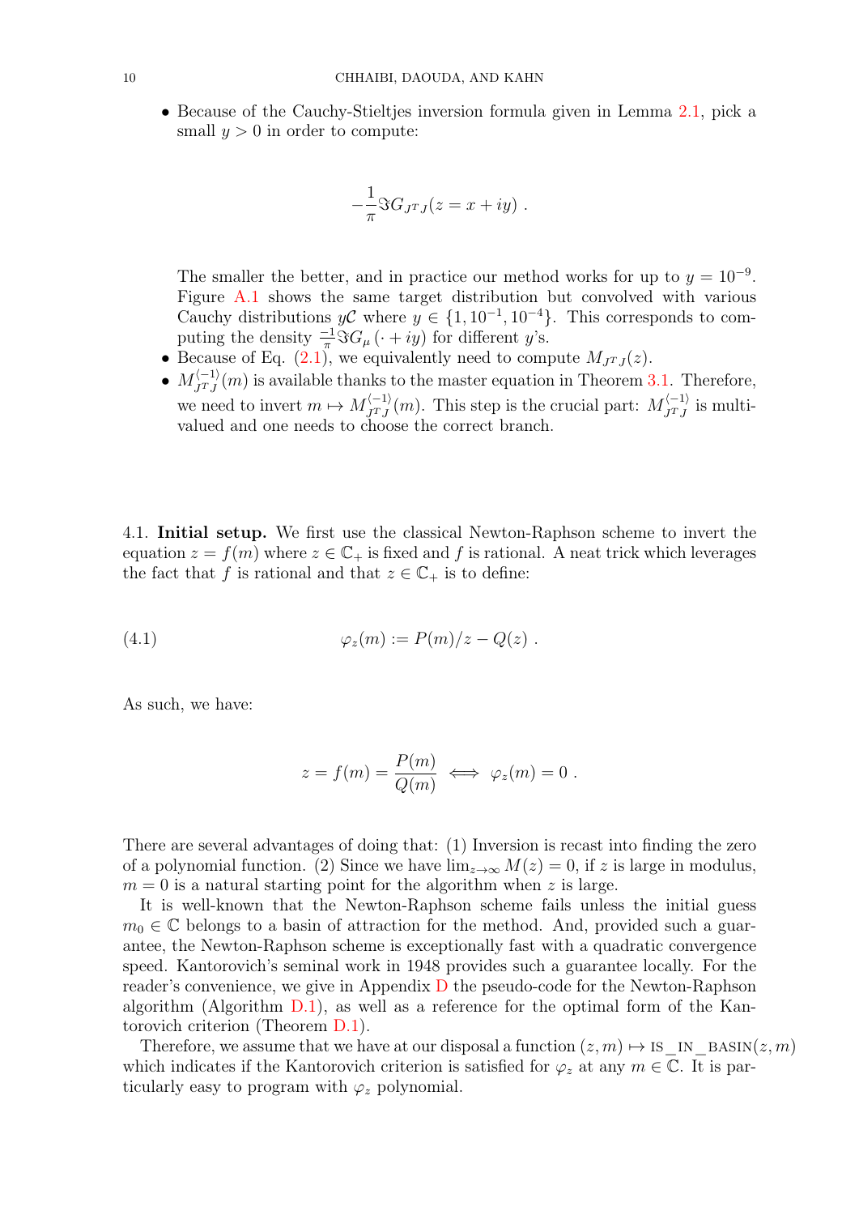- Because of the Cauchy-Stieltjes inversion formula given in Lemma 2.1, pick a small $y > 0$ in order to compute:

$$-\frac{1}{\pi} \Im G_{J^T J}(z = x + iy) \ .$$

The smaller the better, and in practice our method works for up to $y = 10^{-9}$. Figure A.1 shows the same target distribution but convolved with various Cauchy distributions $y\mathcal{C}$ where $y \in \{1, 10^{-1}, 10^{-4}\}$. This corresponds to computing the density $\frac{-1}{\pi} \Im G_\mu(\cdot + iy)$ for different $y$'s.
- Because of Eq. (2.1), we equivalently need to compute $M_{J^T J}(z)$.
- $M_{J^T J}^{\langle -1 \rangle}(m)$ is available thanks to the master equation in Theorem 3.1. Therefore, we need to invert $m \mapsto M_{J^T J}^{\langle -1 \rangle}(m)$. This step is the crucial part: $M_{J^T J}^{\langle -1 \rangle}$ is multi-valued and one needs to choose the correct branch.

4.1. **Initial setup.** We first use the classical Newton-Raphson scheme to invert the equation $z = f(m)$ where $z \in \mathbb{C}_+$ is fixed and $f$ is rational. A neat trick which leverages the fact that $f$ is rational and that $z \in \mathbb{C}_+$ is to define:

$$\varphi_z(m) := P(m)/z - Q(z) \ . \tag{4.1}$$

As such, we have:

$$z = f(m) = \frac{P(m)}{Q(m)} \iff \varphi_z(m) = 0 \ .$$

There are several advantages of doing that: (1) Inversion is recast into finding the zero of a polynomial function. (2) Since we have $\lim_{z \to \infty} M(z) = 0$, if $z$ is large in modulus, $m = 0$ is a natural starting point for the algorithm when $z$ is large.

It is well-known that the Newton-Raphson scheme fails unless the initial guess $m_0 \in \mathbb{C}$ belongs to a basin of attraction for the method. And, provided such a guarantee, the Newton-Raphson scheme is exceptionally fast with a quadratic convergence speed. Kantorovich's seminal work in 1948 provides such a guarantee locally. For the reader's convenience, we give in Appendix D the pseudo-code for the Newton-Raphson algorithm (Algorithm D.1), as well as a reference for the optimal form of the Kantorovich criterion (Theorem D.1).

Therefore, we assume that we have at our disposal a function $(z, m) \mapsto \text{IS\_IN\_BASIN}(z, m)$ which indicates if the Kantorovich criterion is satisfied for $\varphi_z$ at any $m \in \mathbb{C}$. It is particularly easy to program with $\varphi_z$ polynomial.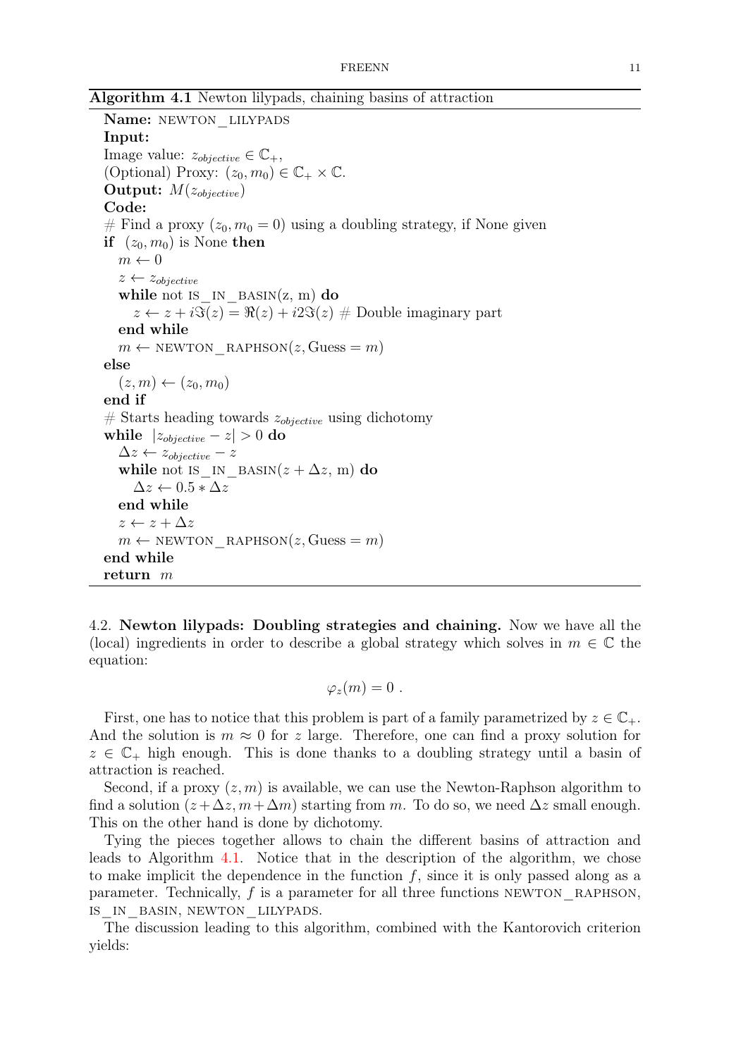**Algorithm 4.1** Newton lilypads, chaining basins of attraction

```
Name: NEWTON_LILYPADS
Input:
Image value: z_objective ∈ ℂ+,
(Optional) Proxy: (z0, m0) ∈ ℂ+ × ℂ.
Output: M(z_objective)
Code:
# Find a proxy (z0, m0 = 0) using a doubling strategy, if None given
if (z0, m0) is None then
    m ← 0
    z ← z_objective
    while not IS_IN_BASIN(z, m) do
        z ← z + iℑ(z) = ℜ(z) + i2ℑ(z) # Double imaginary part
    end while
    m ← NEWTON_RAPHSON(z, Guess = m)
else
    (z, m) ← (z0, m0)
end if
# Starts heading towards z_objective using dichotomy
while |z_objective − z| > 0 do
    Δz ← z_objective − z
    while not IS_IN_BASIN(z + Δz, m) do
        Δz ← 0.5 * Δz
    end while
    z ← z + Δz
    m ← NEWTON_RAPHSON(z, Guess = m)
end while
return m
```

4.2. **Newton lilypads: Doubling strategies and chaining.** Now we have all the (local) ingredients in order to describe a global strategy which solves in $m \in \mathbb{C}$ the equation:

$$\varphi_z(m) = 0 \ .$$

First, one has to notice that this problem is part of a family parametrized by $z \in \mathbb{C}_+$. And the solution is $m \approx 0$ for $z$ large. Therefore, one can find a proxy solution for $z \in \mathbb{C}_+$ high enough. This is done thanks to a doubling strategy until a basin of attraction is reached.

Second, if a proxy $(z, m)$ is available, we can use the Newton-Raphson algorithm to find a solution $(z + \Delta z, m + \Delta m)$ starting from $m$. To do so, we need $\Delta z$ small enough. This on the other hand is done by dichotomy.

Tying the pieces together allows to chain the different basins of attraction and leads to Algorithm 4.1. Notice that in the description of the algorithm, we chose to make implicit the dependence in the function $f$, since it is only passed along as a parameter. Technically, $f$ is a parameter for all three functions NEWTON_RAPHSON, IS_IN_BASIN, NEWTON_LILYPADS.

The discussion leading to this algorithm, combined with the Kantorovich criterion yields: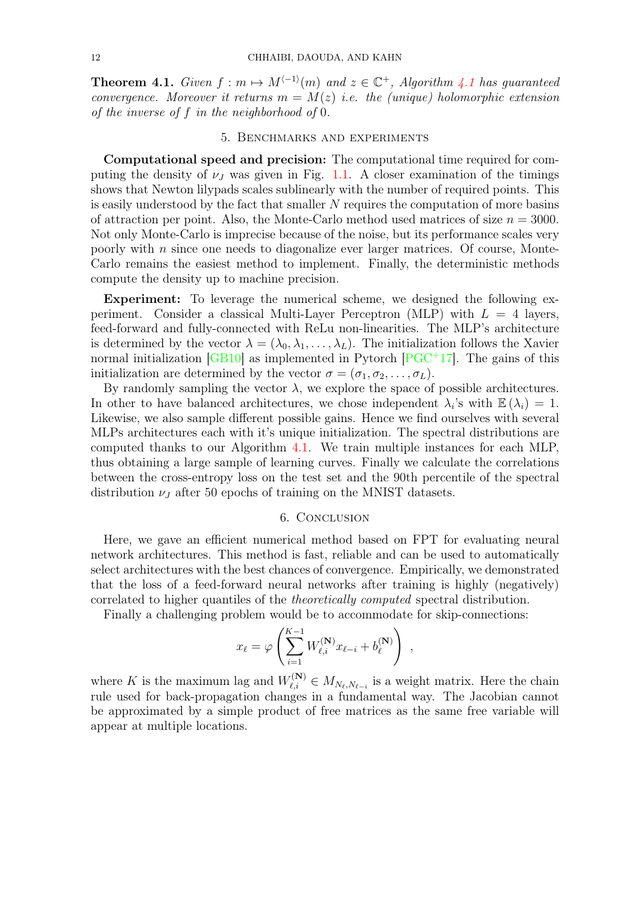**Theorem 4.1.** *Given $f : m \mapsto M^{\langle -1 \rangle}(m)$ and $z \in \mathbb{C}^+$, Algorithm 4.1 has guaranteed convergence. Moreover it returns $m = M(z)$ i.e. the (unique) holomorphic extension of the inverse of $f$ in the neighborhood of 0.*

## 5. Benchmarks and experiments

**Computational speed and precision:** The computational time required for computing the density of $\nu_J$ was given in Fig. 1.1. A closer examination of the timings shows that Newton lilypads scales sublinearly with the number of required points. This is easily understood by the fact that smaller $N$ requires the computation of more basins of attraction per point. Also, the Monte-Carlo method used matrices of size $n = 3000$. Not only Monte-Carlo is imprecise because of the noise, but its performance scales very poorly with $n$ since one needs to diagonalize ever larger matrices. Of course, Monte-Carlo remains the easiest method to implement. Finally, the deterministic methods compute the density up to machine precision.

**Experiment:** To leverage the numerical scheme, we designed the following experiment. Consider a classical Multi-Layer Perceptron (MLP) with $L = 4$ layers, feed-forward and fully-connected with ReLu non-linearities. The MLP's architecture is determined by the vector $\lambda = (\lambda_0, \lambda_1, \ldots, \lambda_L)$. The initialization follows the Xavier normal initialization [GB10] as implemented in Pytorch [PGC+17]. The gains of this initialization are determined by the vector $\sigma = (\sigma_1, \sigma_2, \ldots, \sigma_L)$.

By randomly sampling the vector $\lambda$, we explore the space of possible architectures. In other to have balanced architectures, we chose independent $\lambda_i$'s with $\mathbb{E}(\lambda_i) = 1$. Likewise, we also sample different possible gains. Hence we find ourselves with several MLPs architectures each with it's unique initialization. The spectral distributions are computed thanks to our Algorithm 4.1. We train multiple instances for each MLP, thus obtaining a large sample of learning curves. Finally we calculate the correlations between the cross-entropy loss on the test set and the 90th percentile of the spectral distribution $\nu_J$ after 50 epochs of training on the MNIST datasets.

## 6. Conclusion

Here, we gave an efficient numerical method based on FPT for evaluating neural network architectures. This method is fast, reliable and can be used to automatically select architectures with the best chances of convergence. Empirically, we demonstrated that the loss of a feed-forward neural networks after training is highly (negatively) correlated to higher quantiles of the *theoretically computed* spectral distribution.

Finally a challenging problem would be to accommodate for skip-connections:

$$x_\ell = \varphi\left(\sum_{i=1}^{K-1} W_{\ell,i}^{(\mathbf{N})} x_{\ell-i} + b_\ell^{(\mathbf{N})}\right) \ ,$$

where $K$ is the maximum lag and $W_{\ell,i}^{(\mathbf{N})} \in M_{N_\ell, N_{\ell-i}}$ is a weight matrix. Here the chain rule used for back-propagation changes in a fundamental way. The Jacobian cannot be approximated by a simple product of free matrices as the same free variable will appear at multiple locations.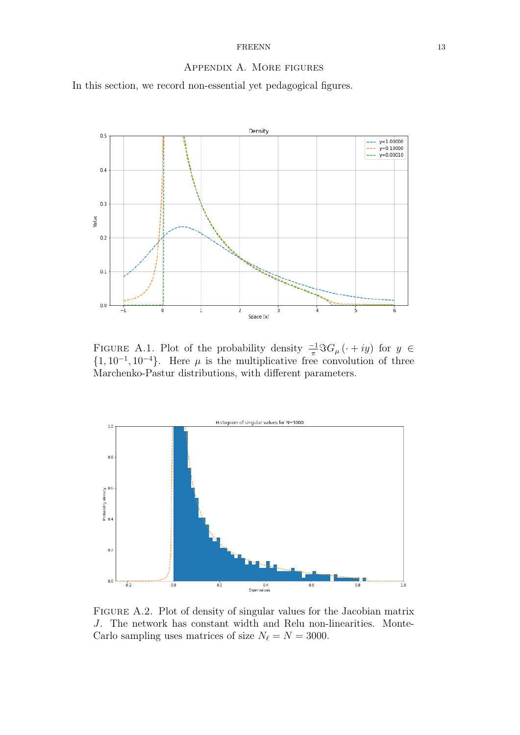## Appendix A. More figures

In this section, we record non-essential yet pedagogical figures.

Figure A.1. Plot of the probability density $\frac{-1}{\pi}\Im G_\mu(\cdot + iy)$ for $y \in \{1, 10^{-1}, 10^{-4}\}$. Here $\mu$ is the multiplicative free convolution of three Marchenko-Pastur distributions, with different parameters.

Figure A.2. Plot of density of singular values for the Jacobian matrix $J$. The network has constant width and Relu non-linearities. Monte-Carlo sampling uses matrices of size $N_\ell = N = 3000$.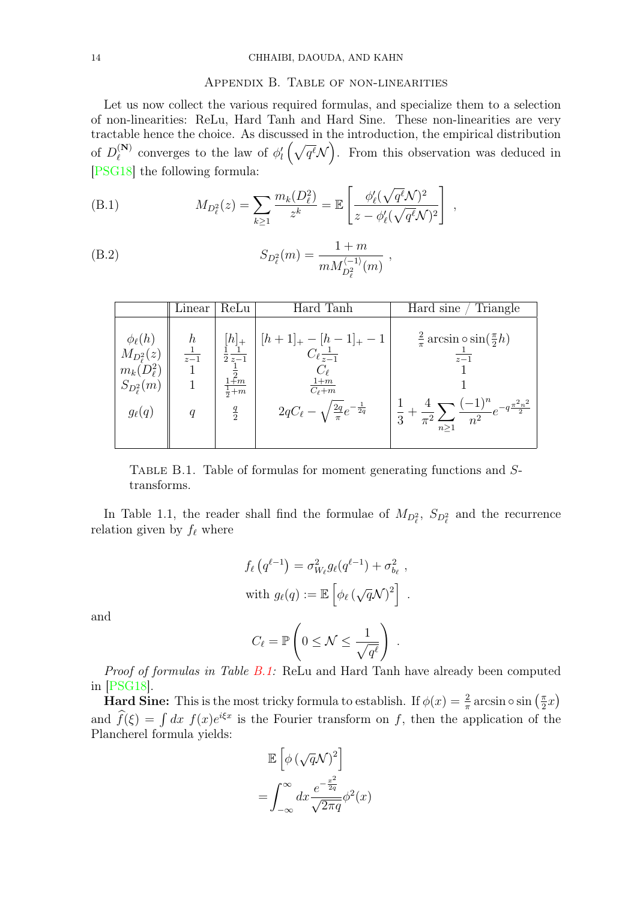## Appendix B. Table of non-linearities

Let us now collect the various required formulas, and specialize them to a selection of non-linearities: ReLu, Hard Tanh and Hard Sine. These non-linearities are very tractable hence the choice. As discussed in the introduction, the empirical distribution of $D_\ell^{(\mathbf{N})}$ converges to the law of $\phi_l'\left(\sqrt{q^\ell}\mathcal{N}\right)$. From this observation was deduced in [PSG18] the following formula:

$$M_{D_\ell^2}(z) = \sum_{k\geq 1} \frac{m_k(D_\ell^2)}{z^k} = \mathbb{E}\left[\frac{\phi_\ell'(\sqrt{q^\ell}\mathcal{N})^2}{z - \phi_\ell'(\sqrt{q^\ell}\mathcal{N})^2}\right] , \tag{B.1}$$

$$S_{D_\ell^2}(m) = \frac{1+m}{m M_{D_\ell^2}^{\langle -1 \rangle}(m)} , \tag{B.2}$$

| | Linear | ReLu | Hard Tanh | Hard sine / Triangle |
|---|---|---|---|---|
| $\phi_\ell(h)$ | $h$ | $[h]_+$ | $[h+1]_+ - [h-1]_+ - 1$ | $\frac{2}{\pi}\arcsin\circ\sin(\frac{\pi}{2}h)$ |
| $M_{D_\ell^2}(z)$ | $\frac{1}{z-1}$ | $\frac{1}{2}\frac{1}{z-1}$ | $C_\ell\frac{1}{z-1}$ | $\frac{1}{z-1}$ |
| $m_k(D_\ell^2)$ | $1$ | $\frac{1}{2}$ | $C_\ell$ | $1$ |
| $S_{D_\ell^2}(m)$ | $1$ | $\frac{1+m}{\frac{1}{2}+m}$ | $\frac{1+m}{C_\ell+m}$ | $1$ |
| $g_\ell(q)$ | $q$ | $\frac{q}{2}$ | $2qC_\ell - \sqrt{\frac{2q}{\pi}}e^{-\frac{1}{2q}}$ | $\frac{1}{3} + \frac{4}{\pi^2}\sum_{n\geq 1}\frac{(-1)^n}{n^2}e^{-q\frac{\pi^2 n^2}{2}}$ |

Table B.1. Table of formulas for moment generating functions and $S$-transforms.

In Table 1.1, the reader shall find the formulae of $M_{D_\ell^2}$, $S_{D_\ell^2}$ and the recurrence relation given by $f_\ell$ where

$$f_\ell\left(q^{\ell-1}\right) = \sigma_{W_\ell}^2 g_\ell(q^{\ell-1}) + \sigma_{b_\ell}^2 ,$$
$$\text{with } g_\ell(q) := \mathbb{E}\left[\phi_\ell\left(\sqrt{q}\mathcal{N}\right)^2\right] .$$

and

$$C_\ell = \mathbb{P}\left(0 \leq \mathcal{N} \leq \frac{1}{\sqrt{q^\ell}}\right) .$$

*Proof of formulas in Table B.1:* ReLu and Hard Tanh have already been computed in [PSG18].

**Hard Sine:** This is the most tricky formula to establish. If $\phi(x) = \frac{2}{\pi}\arcsin\circ\sin\left(\frac{\pi}{2}x\right)$ and $\widehat{f}(\xi) = \int dx\ f(x)e^{i\xi x}$ is the Fourier transform on $f$, then the application of the Plancherel formula yields:

$$\mathbb{E}\left[\phi\left(\sqrt{q}\mathcal{N}\right)^2\right]$$
$$= \int_{-\infty}^{\infty} dx \frac{e^{-\frac{x^2}{2q}}}{\sqrt{2\pi q}}\phi^2(x)$$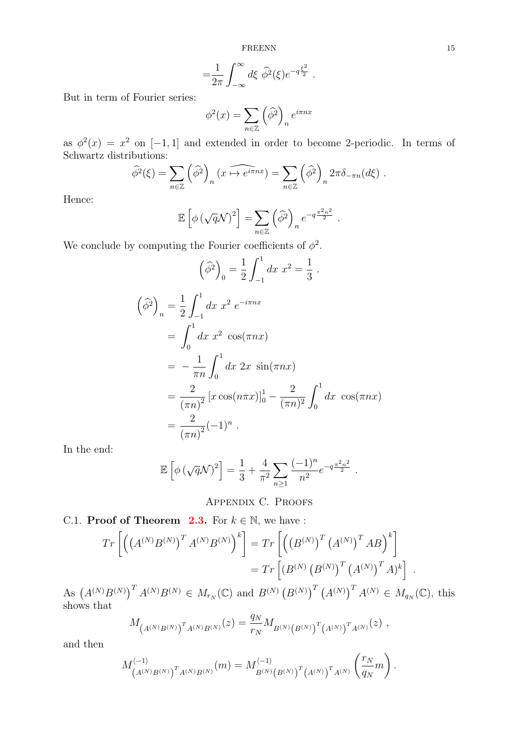$$=\frac{1}{2\pi}\int_{-\infty}^{\infty} d\xi \ \widehat{\phi^2}(\xi) e^{-q\frac{\xi^2}{2}} \ .$$

But in term of Fourier series:

$$\phi^2(x) = \sum_{n\in\mathbb{Z}} \left(\widehat{\phi^2}\right)_n e^{i\pi n x}$$

as $\phi^2(x) = x^2$ on $[-1,1]$ and extended in order to become 2-periodic. In terms of Schwartz distributions:

$$\widehat{\phi^2}(\xi) = \sum_{n\in\mathbb{Z}} \left(\widehat{\phi^2}\right)_n \widehat{(x \mapsto e^{i\pi n x})} = \sum_{n\in\mathbb{Z}} \left(\widehat{\phi^2}\right)_n 2\pi \delta_{-\pi n}(d\xi) \ .$$

Hence:

$$\mathbb{E}\left[\phi\left(\sqrt{q}\mathcal{N}\right)^2\right] = \sum_{n\in\mathbb{Z}} \left(\widehat{\phi^2}\right)_n e^{-q\frac{\pi^2 n^2}{2}} \ .$$

We conclude by computing the Fourier coefficients of $\phi^2$.

$$\left(\widehat{\phi^2}\right)_0 = \frac{1}{2}\int_{-1}^{1} dx \ x^2 = \frac{1}{3} \ .$$

$$\begin{aligned}
\left(\widehat{\phi^2}\right)_n &= \frac{1}{2}\int_{-1}^{1} dx \ x^2 \ e^{-i\pi n x} \\
&= \int_0^1 dx \ x^2 \ \cos(\pi n x) \\
&= -\frac{1}{\pi n}\int_0^1 dx \ 2x \ \sin(\pi n x) \\
&= \frac{2}{(\pi n)^2}\left[x\cos(n\pi x)\right]_0^1 - \frac{2}{(\pi n)^2}\int_0^1 dx \ \cos(\pi n x) \\
&= \frac{2}{(\pi n)^2}(-1)^n \ .
\end{aligned}$$

In the end:

$$\mathbb{E}\left[\phi\left(\sqrt{q}\mathcal{N}\right)^2\right] = \frac{1}{3} + \frac{4}{\pi^2}\sum_{n\geq 1}\frac{(-1)^n}{n^2} e^{-q\frac{\pi^2 n^2}{2}} \ .$$

## Appendix C. Proofs

C.1. **Proof of Theorem 2.3.** For $k \in \mathbb{N}$, we have :

$$\begin{aligned}
Tr\left[\left(\left(A^{(N)}B^{(N)}\right)^T A^{(N)}B^{(N)}\right)^k\right] &= Tr\left[\left(\left(B^{(N)}\right)^T \left(A^{(N)}\right)^T AB\right)^k\right] \\
&= Tr\left[\left(B^{(N)}\left(B^{(N)}\right)^T \left(A^{(N)}\right)^T A\right)^k\right] \ .
\end{aligned}$$

As $\left(A^{(N)}B^{(N)}\right)^T A^{(N)}B^{(N)} \in M_{r_N}(\mathbb{C})$ and $B^{(N)}\left(B^{(N)}\right)^T \left(A^{(N)}\right)^T A^{(N)} \in M_{q_N}(\mathbb{C})$, this shows that

$$M_{\left(A^{(N)}B^{(N)}\right)^T A^{(N)}B^{(N)}}(z) = \frac{q_N}{r_N} M_{B^{(N)}\left(B^{(N)}\right)^T\left(A^{(N)}\right)^T A^{(N)}}(z) \ ,$$

and then

$$M^{\langle -1\rangle}_{\left(A^{(N)}B^{(N)}\right)^T A^{(N)}B^{(N)}}(m) = M^{\langle -1\rangle}_{B^{(N)}\left(B^{(N)}\right)^T\left(A^{(N)}\right)^T A^{(N)}}\left(\frac{r_N}{q_N}m\right).$$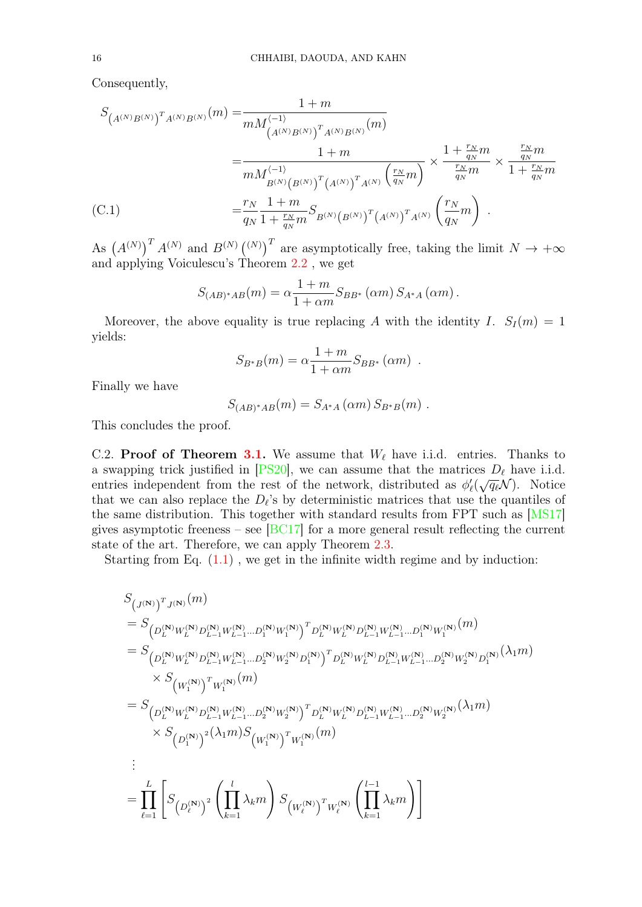Consequently,

$$
\begin{aligned}
S_{\left(A^{(N)}B^{(N)}\right)^T A^{(N)}B^{(N)}}(m) &= \frac{1+m}{m M^{\langle -1\rangle}_{\left(A^{(N)}B^{(N)}\right)^T A^{(N)}B^{(N)}}(m)} \\
&= \frac{1+m}{m M^{\langle -1\rangle}_{B^{(N)}\left(B^{(N)}\right)^T \left(A^{(N)}\right)^T A^{(N)}}\left(\frac{r_N}{q_N}m\right)} \times \frac{1+\frac{r_N}{q_N}m}{\frac{r_N}{q_N}m} \times \frac{\frac{r_N}{q_N}m}{1+\frac{r_N}{q_N}m} \\
&= \frac{r_N}{q_N}\frac{1+m}{1+\frac{r_N}{q_N}m} S_{B^{(N)}\left(B^{(N)}\right)^T \left(A^{(N)}\right)^T A^{(N)}}\left(\frac{r_N}{q_N}m\right) . \qquad \text{(C.1)}
\end{aligned}
$$

As $\left(A^{(N)}\right)^T A^{(N)}$ and $B^{(N)}\left(^{(N)}\right)^T$ are asymptotically free, taking the limit $N \to +\infty$ and applying Voiculescu's Theorem 2.2 , we get

$$
S_{(AB)^*AB}(m) = \alpha \frac{1+m}{1+\alpha m} S_{BB^*}\left(\alpha m\right) S_{A^*A}\left(\alpha m\right).
$$

Moreover, the above equality is true replacing $A$ with the identity $I$. $S_I(m) = 1$ yields:

$$
S_{B^*B}(m) = \alpha \frac{1+m}{1+\alpha m} S_{BB^*}\left(\alpha m\right) .
$$

Finally we have

$$
S_{(AB)^*AB}(m) = S_{A^*A}\left(\alpha m\right) S_{B^*B}(m) .
$$

This concludes the proof.

C.2. **Proof of Theorem 3.1.** We assume that $W_\ell$ have i.i.d. entries. Thanks to a swapping trick justified in [PS20], we can assume that the matrices $D_\ell$ have i.i.d. entries independent from the rest of the network, distributed as $\phi'_\ell(\sqrt{q_\ell}\mathcal{N})$. Notice that we can also replace the $D_\ell$'s by deterministic matrices that use the quantiles of the same distribution. This together with standard results from FPT such as [MS17] gives asymptotic freeness – see [BC17] for a more general result reflecting the current state of the art. Therefore, we can apply Theorem 2.3.

Starting from Eq. (1.1) , we get in the infinite width regime and by induction:

$$
\begin{aligned}
&S_{\left(J^{(\mathbf{N})}\right)^T J^{(\mathbf{N})}}(m) \\
&= S_{\left(D_L^{(\mathbf{N})}W_L^{(\mathbf{N})}D_{L-1}^{(\mathbf{N})}W_{L-1}^{(\mathbf{N})}\cdots D_1^{(\mathbf{N})}W_1^{(\mathbf{N})}\right)^T D_L^{(\mathbf{N})}W_L^{(\mathbf{N})}D_{L-1}^{(\mathbf{N})}W_{L-1}^{(\mathbf{N})}\cdots D_1^{(\mathbf{N})}W_1^{(\mathbf{N})}}(m) \\
&= S_{\left(D_L^{(\mathbf{N})}W_L^{(\mathbf{N})}D_{L-1}^{(\mathbf{N})}W_{L-1}^{(\mathbf{N})}\cdots D_2^{(\mathbf{N})}W_2^{(\mathbf{N})}D_1^{(\mathbf{N})}\right)^T D_L^{(\mathbf{N})}W_L^{(\mathbf{N})}D_{L-1}^{(\mathbf{N})}W_{L-1}^{(\mathbf{N})}\cdots D_2^{(\mathbf{N})}W_2^{(\mathbf{N})}D_1^{(\mathbf{N})}}(\lambda_1 m) \\
&\quad \times S_{\left(W_1^{(\mathbf{N})}\right)^T W_1^{(\mathbf{N})}}(m) \\
&= S_{\left(D_L^{(\mathbf{N})}W_L^{(\mathbf{N})}D_{L-1}^{(\mathbf{N})}W_{L-1}^{(\mathbf{N})}\cdots D_2^{(\mathbf{N})}W_2^{(\mathbf{N})}\right)^T D_L^{(\mathbf{N})}W_L^{(\mathbf{N})}D_{L-1}^{(\mathbf{N})}W_{L-1}^{(\mathbf{N})}\cdots D_2^{(\mathbf{N})}W_2^{(\mathbf{N})}}(\lambda_1 m) \\
&\quad \times S_{\left(D_1^{(\mathbf{N})}\right)^2}(\lambda_1 m) S_{\left(W_1^{(\mathbf{N})}\right)^T W_1^{(\mathbf{N})}}(m) \\
&\vdots \\
&= \prod_{\ell=1}^{L}\left[ S_{\left(D_\ell^{(\mathbf{N})}\right)^2}\left(\prod_{k=1}^{l}\lambda_k m\right) S_{\left(W_\ell^{(\mathbf{N})}\right)^T W_\ell^{(\mathbf{N})}}\left(\prod_{k=1}^{l-1}\lambda_k m\right)\right]
\end{aligned}
$$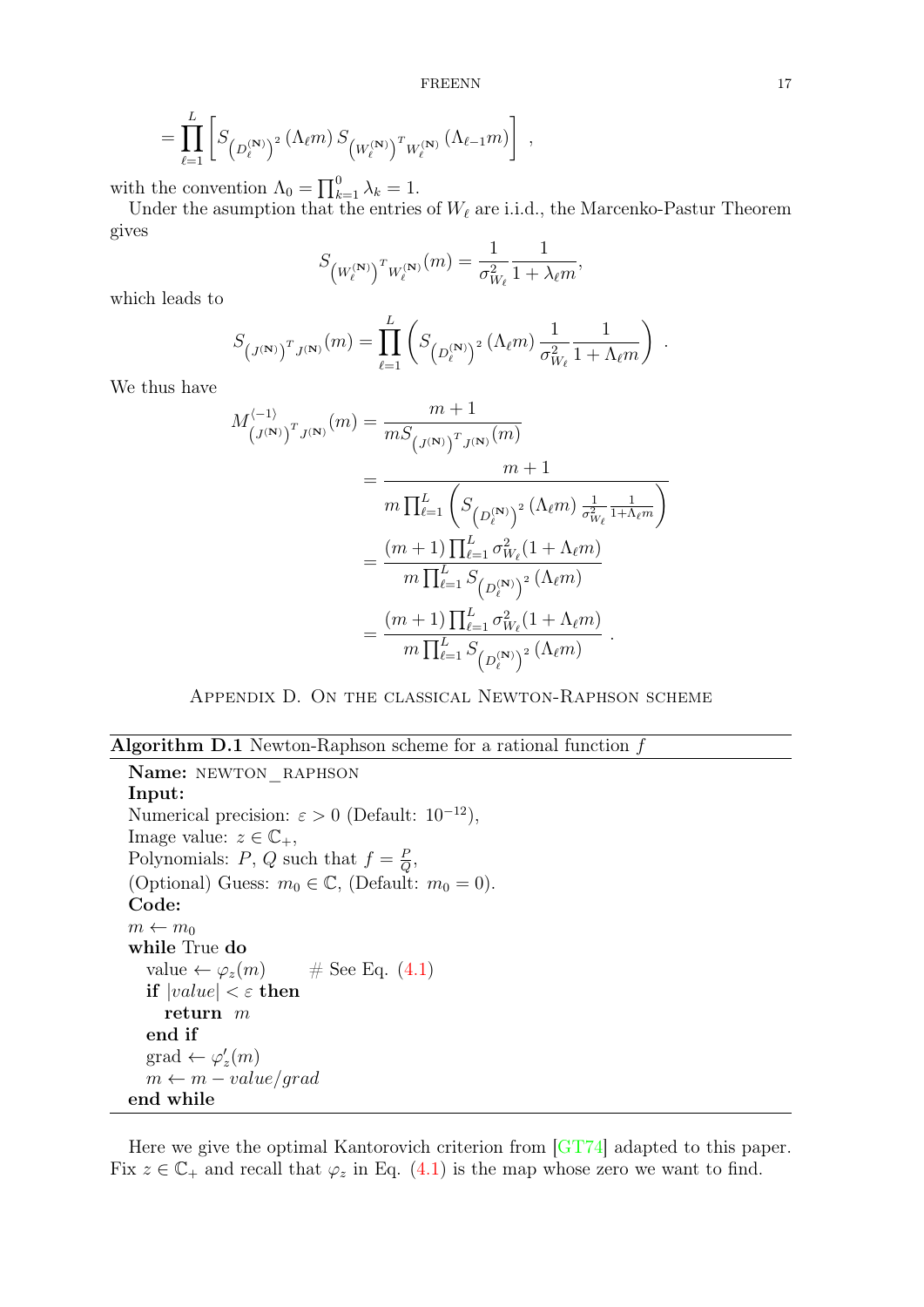$$= \prod_{\ell=1}^{L} \left[ S_{\left(D_\ell^{(\mathbf{N})}\right)^2} (\Lambda_\ell m) \, S_{\left(W_\ell^{(\mathbf{N})}\right)^T W_\ell^{(\mathbf{N})}} (\Lambda_{\ell-1} m) \right] \ ,$$

with the convention $\Lambda_0 = \prod_{k=1}^{0} \lambda_k = 1$.

Under the asumption that the entries of $W_\ell$ are i.i.d., the Marcenko-Pastur Theorem gives

$$S_{\left(W_\ell^{(\mathbf{N})}\right)^T W_\ell^{(\mathbf{N})}}(m) = \frac{1}{\sigma_{W_\ell}^2} \frac{1}{1 + \lambda_\ell m},$$

which leads to

$$S_{\left(J^{(\mathbf{N})}\right)^T J^{(\mathbf{N})}}(m) = \prod_{\ell=1}^{L} \left( S_{\left(D_\ell^{(\mathbf{N})}\right)^2} (\Lambda_\ell m) \, \frac{1}{\sigma_{W_\ell}^2} \frac{1}{1 + \Lambda_\ell m} \right) \ .$$

We thus have

$$\begin{aligned}
M^{\langle -1 \rangle}_{\left(J^{(\mathbf{N})}\right)^T J^{(\mathbf{N})}}(m) &= \frac{m+1}{m S_{\left(J^{(\mathbf{N})}\right)^T J^{(\mathbf{N})}}(m)} \\
&= \frac{m+1}{m \prod_{\ell=1}^{L} \left( S_{\left(D_\ell^{(\mathbf{N})}\right)^2} (\Lambda_\ell m) \, \frac{1}{\sigma_{W_\ell}^2} \frac{1}{1+\Lambda_\ell m} \right)} \\
&= \frac{(m+1) \prod_{\ell=1}^{L} \sigma_{W_\ell}^2 (1 + \Lambda_\ell m)}{m \prod_{\ell=1}^{L} S_{\left(D_\ell^{(\mathbf{N})}\right)^2} (\Lambda_\ell m)} \\
&= \frac{(m+1) \prod_{\ell=1}^{L} \sigma_{W_\ell}^2 (1 + \Lambda_\ell m)}{m \prod_{\ell=1}^{L} S_{\left(D_\ell^{(\mathbf{N})}\right)^2} (\Lambda_\ell m)} \ .
\end{aligned}$$

## Appendix D. On the classical Newton-Raphson scheme

**Algorithm D.1** Newton-Raphson scheme for a rational function $f$

**Name:** NEWTON_RAPHSON
**Input:**
Numerical precision: $\varepsilon > 0$ (Default: $10^{-12}$),
Image value: $z \in \mathbb{C}_+$,
Polynomials: $P$, $Q$ such that $f = \frac{P}{Q}$,
(Optional) Guess: $m_0 \in \mathbb{C}$, (Default: $m_0 = 0$).
**Code:**

```
m ← m_0
while True do
    value ← φ_z(m)        # See Eq. (4.1)
    if |value| < ε then
        return m
    end if
    grad ← φ'_z(m)
    m ← m − value/grad
end while
```

Here we give the optimal Kantorovich criterion from [GT74] adapted to this paper. Fix $z \in \mathbb{C}_+$ and recall that $\varphi_z$ in Eq. (4.1) is the map whose zero we want to find.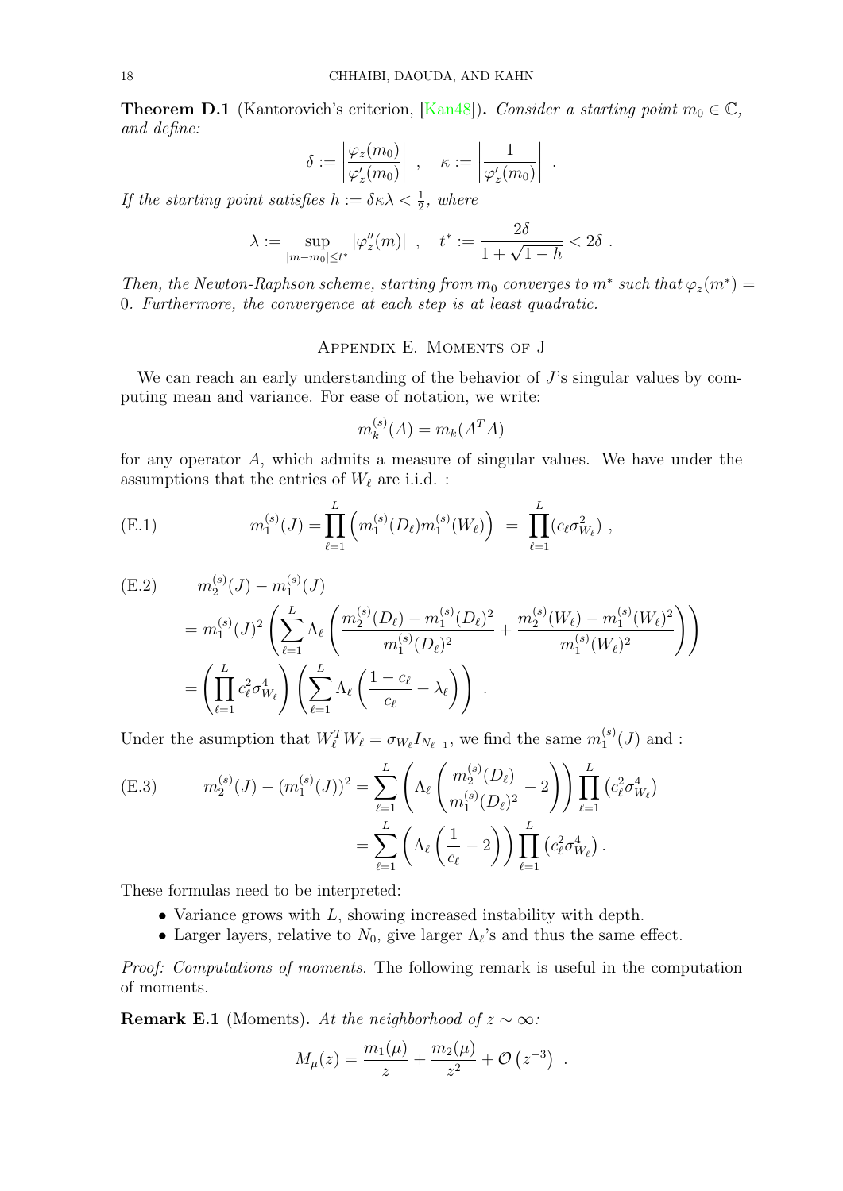**Theorem D.1** (Kantorovich's criterion, [Kan48])**.** *Consider a starting point $m_0 \in \mathbb{C}$, and define:*

$$\delta := \left| \frac{\varphi_z(m_0)}{\varphi_z'(m_0)} \right| \ , \quad \kappa := \left| \frac{1}{\varphi_z'(m_0)} \right| \ .$$

*If the starting point satisfies $h := \delta \kappa \lambda < \frac{1}{2}$, where*

$$\lambda := \sup_{|m - m_0| \leq t^*} |\varphi_z''(m)| \ , \quad t^* := \frac{2\delta}{1 + \sqrt{1-h}} < 2\delta \ .$$

*Then, the Newton-Raphson scheme, starting from $m_0$ converges to $m^*$ such that $\varphi_z(m^*) = 0$. Furthermore, the convergence at each step is at least quadratic.*

## Appendix E. Moments of J

We can reach an early understanding of the behavior of $J$'s singular values by computing mean and variance. For ease of notation, we write:

$$m_k^{(s)}(A) = m_k(A^T A)$$

for any operator $A$, which admits a measure of singular values. We have under the assumptions that the entries of $W_\ell$ are i.i.d. :

$$m_1^{(s)}(J) = \prod_{\ell=1}^{L} \left( m_1^{(s)}(D_\ell) m_1^{(s)}(W_\ell) \right) \ = \ \prod_{\ell=1}^{L} (c_\ell \sigma_{W_\ell}^2) \ , \tag{E.1}$$

$$\begin{aligned}
&m_2^{(s)}(J) - m_1^{(s)}(J) \\
&= m_1^{(s)}(J)^2 \left( \sum_{\ell=1}^{L} \Lambda_\ell \left( \frac{m_2^{(s)}(D_\ell) - m_1^{(s)}(D_\ell)^2}{m_1^{(s)}(D_\ell)^2} + \frac{m_2^{(s)}(W_\ell) - m_1^{(s)}(W_\ell)^2}{m_1^{(s)}(W_\ell)^2} \right) \right) \\
&= \left( \prod_{\ell=1}^{L} c_\ell^2 \sigma_{W_\ell}^4 \right) \left( \sum_{\ell=1}^{L} \Lambda_\ell \left( \frac{1 - c_\ell}{c_\ell} + \lambda_\ell \right) \right) \ .
\end{aligned} \tag{E.2}$$

Under the asumption that $W_\ell^T W_\ell = \sigma_{W_\ell} I_{N_{\ell-1}}$, we find the same $m_1^{(s)}(J)$ and :

$$\begin{aligned}
m_2^{(s)}(J) - (m_1^{(s)}(J))^2 &= \sum_{\ell=1}^{L} \left( \Lambda_\ell \left( \frac{m_2^{(s)}(D_\ell)}{m_1^{(s)}(D_\ell)^2} - 2 \right) \right) \prod_{\ell=1}^{L} \left( c_\ell^2 \sigma_{W_\ell}^4 \right) \\
&= \sum_{\ell=1}^{L} \left( \Lambda_\ell \left( \frac{1}{c_\ell} - 2 \right) \right) \prod_{\ell=1}^{L} \left( c_\ell^2 \sigma_{W_\ell}^4 \right).
\end{aligned} \tag{E.3}$$

These formulas need to be interpreted:

- Variance grows with $L$, showing increased instability with depth.
- Larger layers, relative to $N_0$, give larger $\Lambda_\ell$'s and thus the same effect.

*Proof: Computations of moments.* The following remark is useful in the computation of moments.

**Remark E.1** (Moments)**.** *At the neighborhood of $z \sim \infty$:*

$$M_\mu(z) = \frac{m_1(\mu)}{z} + \frac{m_2(\mu)}{z^2} + \mathcal{O}\left(z^{-3}\right) \ .$$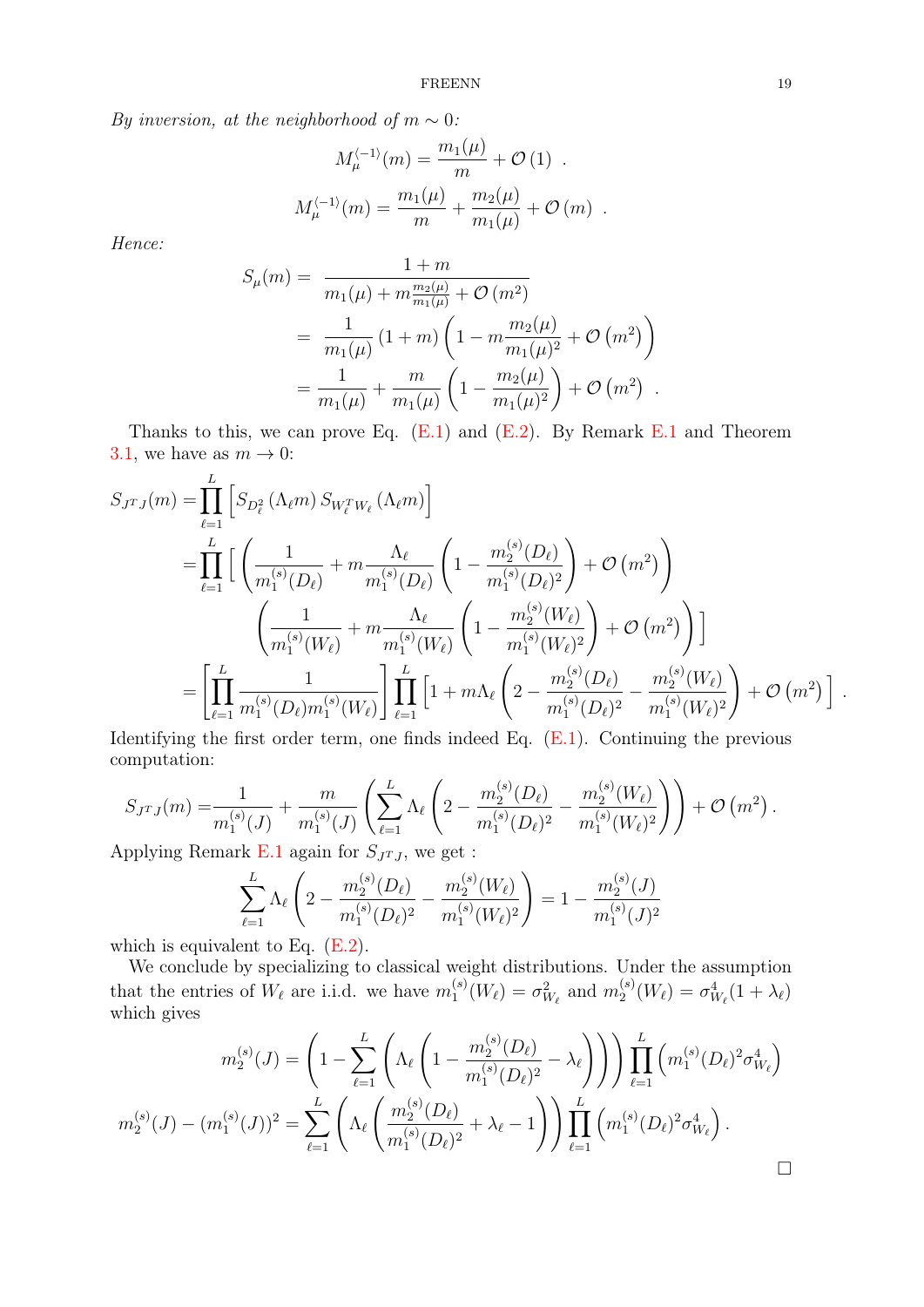*By inversion, at the neighborhood of $m \sim 0$:*

$$M_\mu^{\langle -1 \rangle}(m) = \frac{m_1(\mu)}{m} + \mathcal{O}(1) \ .$$

$$M_\mu^{\langle -1 \rangle}(m) = \frac{m_1(\mu)}{m} + \frac{m_2(\mu)}{m_1(\mu)} + \mathcal{O}(m) \ .$$

*Hence:*

$$\begin{aligned}
S_\mu(m) = & \ \frac{1+m}{m_1(\mu) + m\frac{m_2(\mu)}{m_1(\mu)} + \mathcal{O}(m^2)} \\
= & \ \frac{1}{m_1(\mu)} (1+m) \left( 1 - m \frac{m_2(\mu)}{m_1(\mu)^2} + \mathcal{O}\left(m^2\right) \right) \\
= & \ \frac{1}{m_1(\mu)} + \frac{m}{m_1(\mu)} \left( 1 - \frac{m_2(\mu)}{m_1(\mu)^2} \right) + \mathcal{O}\left(m^2\right) \ .
\end{aligned}$$

Thanks to this, we can prove Eq. (E.1) and (E.2). By Remark E.1 and Theorem 3.1, we have as $m \to 0$:

$$\begin{aligned}
S_{J^TJ}(m) = & \prod_{\ell=1}^{L} \left[ S_{D_\ell^2}(\Lambda_\ell m) \, S_{W_\ell^T W_\ell}(\Lambda_\ell m) \right] \\
= & \prod_{\ell=1}^{L} \Bigg[ \left( \frac{1}{m_1^{(s)}(D_\ell)} + m \frac{\Lambda_\ell}{m_1^{(s)}(D_\ell)} \left( 1 - \frac{m_2^{(s)}(D_\ell)}{m_1^{(s)}(D_\ell)^2} \right) + \mathcal{O}\left(m^2\right) \right) \\
& \qquad \left( \frac{1}{m_1^{(s)}(W_\ell)} + m \frac{\Lambda_\ell}{m_1^{(s)}(W_\ell)} \left( 1 - \frac{m_2^{(s)}(W_\ell)}{m_1^{(s)}(W_\ell)^2} \right) + \mathcal{O}\left(m^2\right) \right) \Bigg] \\
= & \left[ \prod_{\ell=1}^{L} \frac{1}{m_1^{(s)}(D_\ell) m_1^{(s)}(W_\ell)} \right] \prod_{\ell=1}^{L} \left[ 1 + m\Lambda_\ell \left( 2 - \frac{m_2^{(s)}(D_\ell)}{m_1^{(s)}(D_\ell)^2} - \frac{m_2^{(s)}(W_\ell)}{m_1^{(s)}(W_\ell)^2} \right) + \mathcal{O}\left(m^2\right) \right] .
\end{aligned}$$

Identifying the first order term, one finds indeed Eq. (E.1). Continuing the previous computation:

$$S_{J^TJ}(m) = \frac{1}{m_1^{(s)}(J)} + \frac{m}{m_1^{(s)}(J)} \left( \sum_{\ell=1}^{L} \Lambda_\ell \left( 2 - \frac{m_2^{(s)}(D_\ell)}{m_1^{(s)}(D_\ell)^2} - \frac{m_2^{(s)}(W_\ell)}{m_1^{(s)}(W_\ell)^2} \right) \right) + \mathcal{O}\left(m^2\right).$$

Applying Remark E.1 again for $S_{J^TJ}$, we get :

$$\sum_{\ell=1}^{L} \Lambda_\ell \left( 2 - \frac{m_2^{(s)}(D_\ell)}{m_1^{(s)}(D_\ell)^2} - \frac{m_2^{(s)}(W_\ell)}{m_1^{(s)}(W_\ell)^2} \right) = 1 - \frac{m_2^{(s)}(J)}{m_1^{(s)}(J)^2}$$

which is equivalent to Eq. (E.2).

We conclude by specializing to classical weight distributions. Under the assumption that the entries of $W_\ell$ are i.i.d. we have $m_1^{(s)}(W_\ell) = \sigma_{W_\ell}^2$ and $m_2^{(s)}(W_\ell) = \sigma_{W_\ell}^4(1 + \lambda_\ell)$ which gives

$$m_2^{(s)}(J) = \left( 1 - \sum_{\ell=1}^{L} \left( \Lambda_\ell \left( 1 - \frac{m_2^{(s)}(D_\ell)}{m_1^{(s)}(D_\ell)^2} - \lambda_\ell \right) \right) \right) \prod_{\ell=1}^{L} \left( m_1^{(s)}(D_\ell)^2 \sigma_{W_\ell}^4 \right)$$

$$m_2^{(s)}(J) - (m_1^{(s)}(J))^2 = \sum_{\ell=1}^{L} \left( \Lambda_\ell \left( \frac{m_2^{(s)}(D_\ell)}{m_1^{(s)}(D_\ell)^2} + \lambda_\ell - 1 \right) \right) \prod_{\ell=1}^{L} \left( m_1^{(s)}(D_\ell)^2 \sigma_{W_\ell}^4 \right).$$

□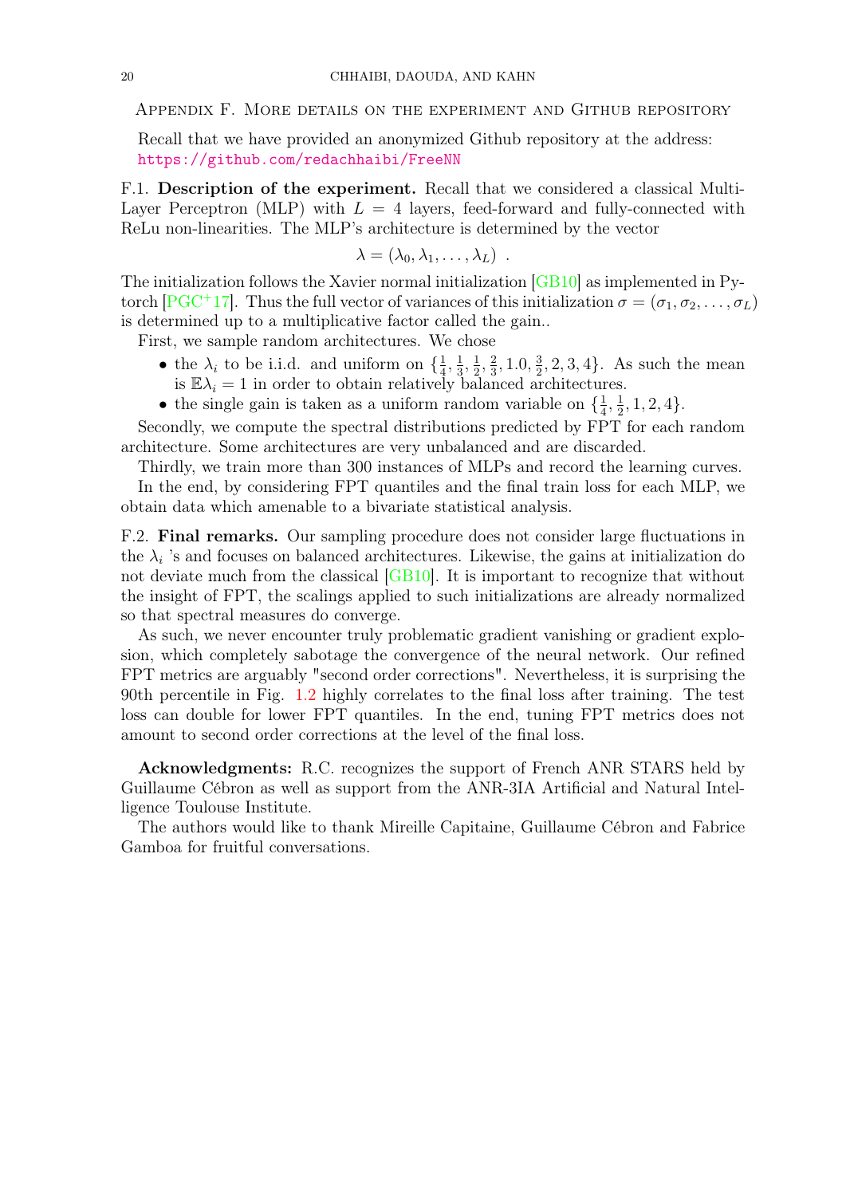## Appendix F. More details on the experiment and Github repository

Recall that we have provided an anonymized Github repository at the address: https://github.com/redachhaibi/FreeNN

**F.1. Description of the experiment.** Recall that we considered a classical Multi-Layer Perceptron (MLP) with $L = 4$ layers, feed-forward and fully-connected with ReLu non-linearities. The MLP's architecture is determined by the vector

$$\lambda = (\lambda_0, \lambda_1, \dots, \lambda_L) \ .$$

The initialization follows the Xavier normal initialization [GB10] as implemented in Pytorch [PGC+17]. Thus the full vector of variances of this initialization $\sigma = (\sigma_1, \sigma_2, \dots, \sigma_L)$ is determined up to a multiplicative factor called the gain..

First, we sample random architectures. We chose

- the $\lambda_i$ to be i.i.d. and uniform on $\{\frac{1}{4}, \frac{1}{3}, \frac{1}{2}, \frac{2}{3}, 1.0, \frac{3}{2}, 2, 3, 4\}$. As such the mean is $\mathbb{E}\lambda_i = 1$ in order to obtain relatively balanced architectures.
- the single gain is taken as a uniform random variable on $\{\frac{1}{4}, \frac{1}{2}, 1, 2, 4\}$.

Secondly, we compute the spectral distributions predicted by FPT for each random architecture. Some architectures are very unbalanced and are discarded.

Thirdly, we train more than 300 instances of MLPs and record the learning curves.

In the end, by considering FPT quantiles and the final train loss for each MLP, we obtain data which amenable to a bivariate statistical analysis.

**F.2. Final remarks.** Our sampling procedure does not consider large fluctuations in the $\lambda_i$ 's and focuses on balanced architectures. Likewise, the gains at initialization do not deviate much from the classical [GB10]. It is important to recognize that without the insight of FPT, the scalings applied to such initializations are already normalized so that spectral measures do converge.

As such, we never encounter truly problematic gradient vanishing or gradient explosion, which completely sabotage the convergence of the neural network. Our refined FPT metrics are arguably "second order corrections". Nevertheless, it is surprising the 90th percentile in Fig. 1.2 highly correlates to the final loss after training. The test loss can double for lower FPT quantiles. In the end, tuning FPT metrics does not amount to second order corrections at the level of the final loss.

**Acknowledgments:** R.C. recognizes the support of French ANR STARS held by Guillaume Cébron as well as support from the ANR-3IA Artificial and Natural Intelligence Toulouse Institute.

The authors would like to thank Mireille Capitaine, Guillaume Cébron and Fabrice Gamboa for fruitful conversations.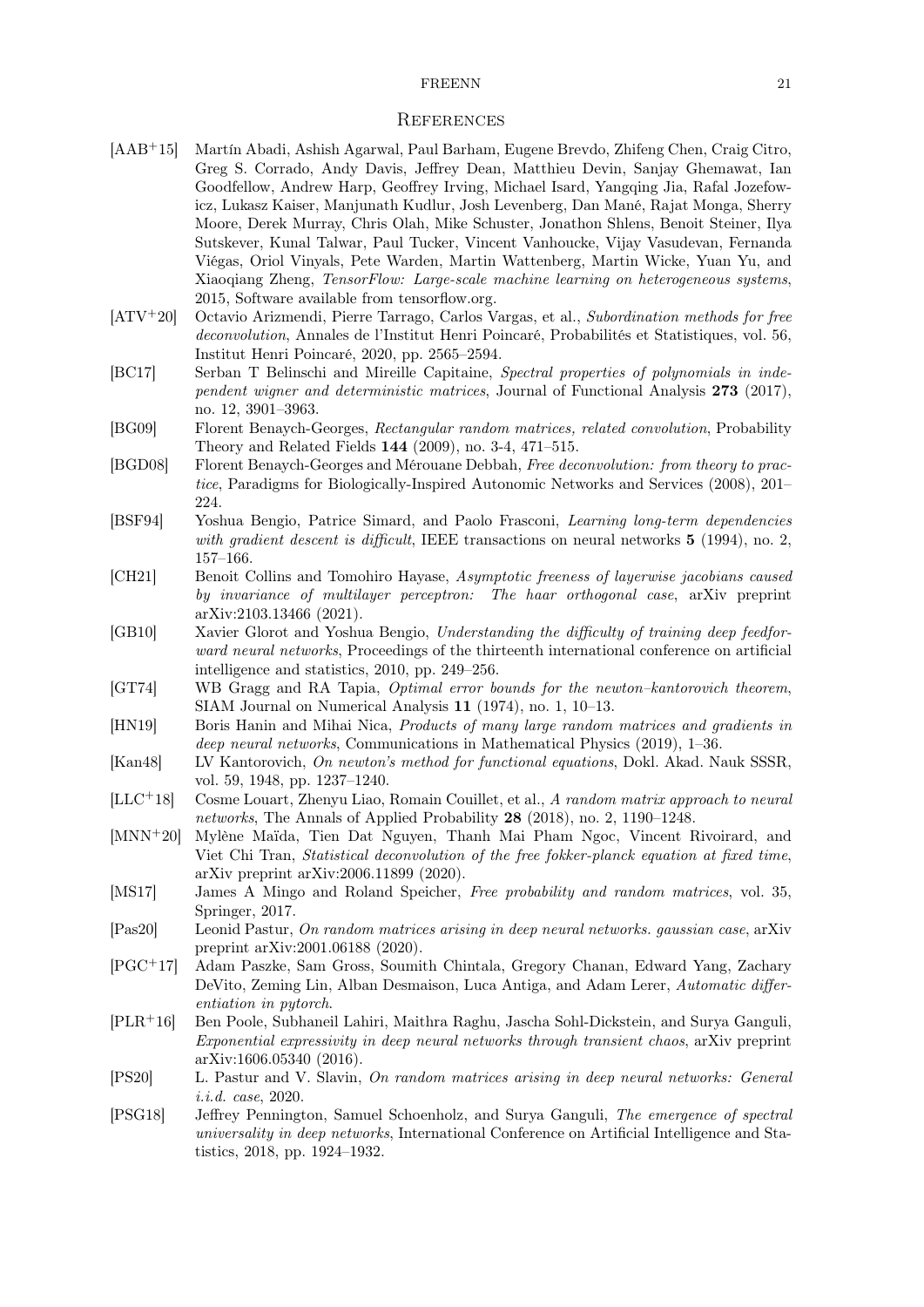## References

- [AAB+15] Martín Abadi, Ashish Agarwal, Paul Barham, Eugene Brevdo, Zhifeng Chen, Craig Citro, Greg S. Corrado, Andy Davis, Jeffrey Dean, Matthieu Devin, Sanjay Ghemawat, Ian Goodfellow, Andrew Harp, Geoffrey Irving, Michael Isard, Yangqing Jia, Rafal Jozefowicz, Lukasz Kaiser, Manjunath Kudlur, Josh Levenberg, Dan Mané, Rajat Monga, Sherry Moore, Derek Murray, Chris Olah, Mike Schuster, Jonathon Shlens, Benoit Steiner, Ilya Sutskever, Kunal Talwar, Paul Tucker, Vincent Vanhoucke, Vijay Vasudevan, Fernanda Viégas, Oriol Vinyals, Pete Warden, Martin Wattenberg, Martin Wicke, Yuan Yu, and Xiaoqiang Zheng, *TensorFlow: Large-scale machine learning on heterogeneous systems*, 2015, Software available from tensorflow.org.
- [ATV+20] Octavio Arizmendi, Pierre Tarrago, Carlos Vargas, et al., *Subordination methods for free deconvolution*, Annales de l'Institut Henri Poincaré, Probabilités et Statistiques, vol. 56, Institut Henri Poincaré, 2020, pp. 2565–2594.
- [BC17] Serban T Belinschi and Mireille Capitaine, *Spectral properties of polynomials in independent wigner and deterministic matrices*, Journal of Functional Analysis **273** (2017), no. 12, 3901–3963.
- [BG09] Florent Benaych-Georges, *Rectangular random matrices, related convolution*, Probability Theory and Related Fields **144** (2009), no. 3-4, 471–515.
- [BGD08] Florent Benaych-Georges and Mérouane Debbah, *Free deconvolution: from theory to practice*, Paradigms for Biologically-Inspired Autonomic Networks and Services (2008), 201–224.
- [BSF94] Yoshua Bengio, Patrice Simard, and Paolo Frasconi, *Learning long-term dependencies with gradient descent is difficult*, IEEE transactions on neural networks **5** (1994), no. 2, 157–166.
- [CH21] Benoit Collins and Tomohiro Hayase, *Asymptotic freeness of layerwise jacobians caused by invariance of multilayer perceptron: The haar orthogonal case*, arXiv preprint arXiv:2103.13466 (2021).
- [GB10] Xavier Glorot and Yoshua Bengio, *Understanding the difficulty of training deep feedforward neural networks*, Proceedings of the thirteenth international conference on artificial intelligence and statistics, 2010, pp. 249–256.
- [GT74] WB Gragg and RA Tapia, *Optimal error bounds for the newton–kantorovich theorem*, SIAM Journal on Numerical Analysis **11** (1974), no. 1, 10–13.
- [HN19] Boris Hanin and Mihai Nica, *Products of many large random matrices and gradients in deep neural networks*, Communications in Mathematical Physics (2019), 1–36.
- [Kan48] LV Kantorovich, *On newton's method for functional equations*, Dokl. Akad. Nauk SSSR, vol. 59, 1948, pp. 1237–1240.
- [LLC+18] Cosme Louart, Zhenyu Liao, Romain Couillet, et al., *A random matrix approach to neural networks*, The Annals of Applied Probability **28** (2018), no. 2, 1190–1248.
- [MNN+20] Mylène Maïda, Tien Dat Nguyen, Thanh Mai Pham Ngoc, Vincent Rivoirard, and Viet Chi Tran, *Statistical deconvolution of the free fokker-planck equation at fixed time*, arXiv preprint arXiv:2006.11899 (2020).
- [MS17] James A Mingo and Roland Speicher, *Free probability and random matrices*, vol. 35, Springer, 2017.
- [Pas20] Leonid Pastur, *On random matrices arising in deep neural networks. gaussian case*, arXiv preprint arXiv:2001.06188 (2020).
- [PGC+17] Adam Paszke, Sam Gross, Soumith Chintala, Gregory Chanan, Edward Yang, Zachary DeVito, Zeming Lin, Alban Desmaison, Luca Antiga, and Adam Lerer, *Automatic differentiation in pytorch*.
- [PLR+16] Ben Poole, Subhaneil Lahiri, Maithra Raghu, Jascha Sohl-Dickstein, and Surya Ganguli, *Exponential expressivity in deep neural networks through transient chaos*, arXiv preprint arXiv:1606.05340 (2016).
- [PS20] L. Pastur and V. Slavin, *On random matrices arising in deep neural networks: General i.i.d. case*, 2020.
- [PSG18] Jeffrey Pennington, Samuel Schoenholz, and Surya Ganguli, *The emergence of spectral universality in deep networks*, International Conference on Artificial Intelligence and Statistics, 2018, pp. 1924–1932.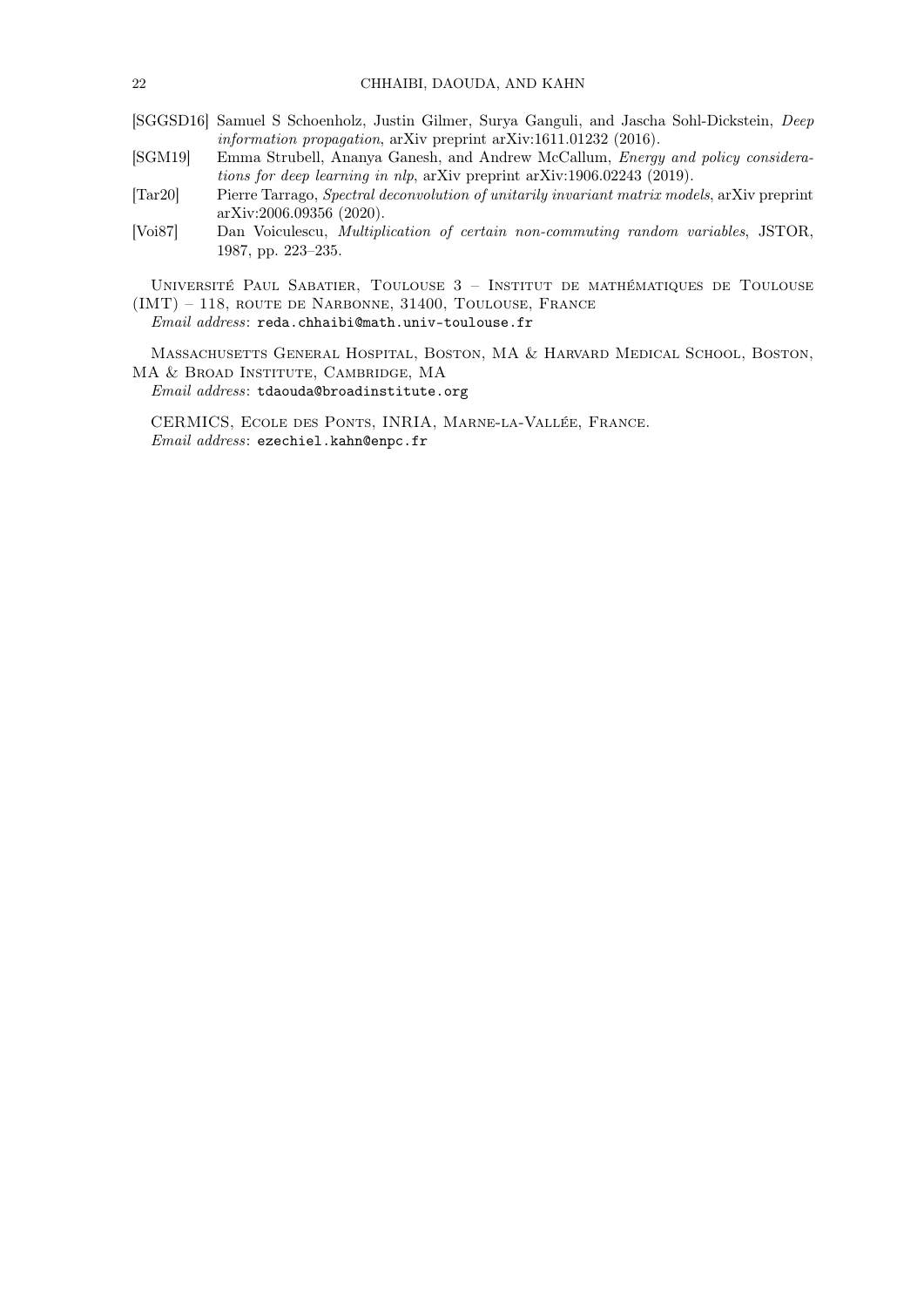[SGGSD16] Samuel S Schoenholz, Justin Gilmer, Surya Ganguli, and Jascha Sohl-Dickstein, *Deep information propagation*, arXiv preprint arXiv:1611.01232 (2016).

[SGM19] Emma Strubell, Ananya Ganesh, and Andrew McCallum, *Energy and policy considerations for deep learning in nlp*, arXiv preprint arXiv:1906.02243 (2019).

[Tar20] Pierre Tarrago, *Spectral deconvolution of unitarily invariant matrix models*, arXiv preprint arXiv:2006.09356 (2020).

[Voi87] Dan Voiculescu, *Multiplication of certain non-commuting random variables*, JSTOR, 1987, pp. 223–235.

Université Paul Sabatier, Toulouse 3 – Institut de mathématiques de Toulouse (IMT) – 118, route de Narbonne, 31400, Toulouse, France
*Email address*: reda.chhaibi@math.univ-toulouse.fr

Massachusetts General Hospital, Boston, MA & Harvard Medical School, Boston, MA & Broad Institute, Cambridge, MA
*Email address*: tdaouda@broadinstitute.org

CERMICS, Ecole des Ponts, INRIA, Marne-la-Vallée, France.
*Email address*: ezechiel.kahn@enpc.fr